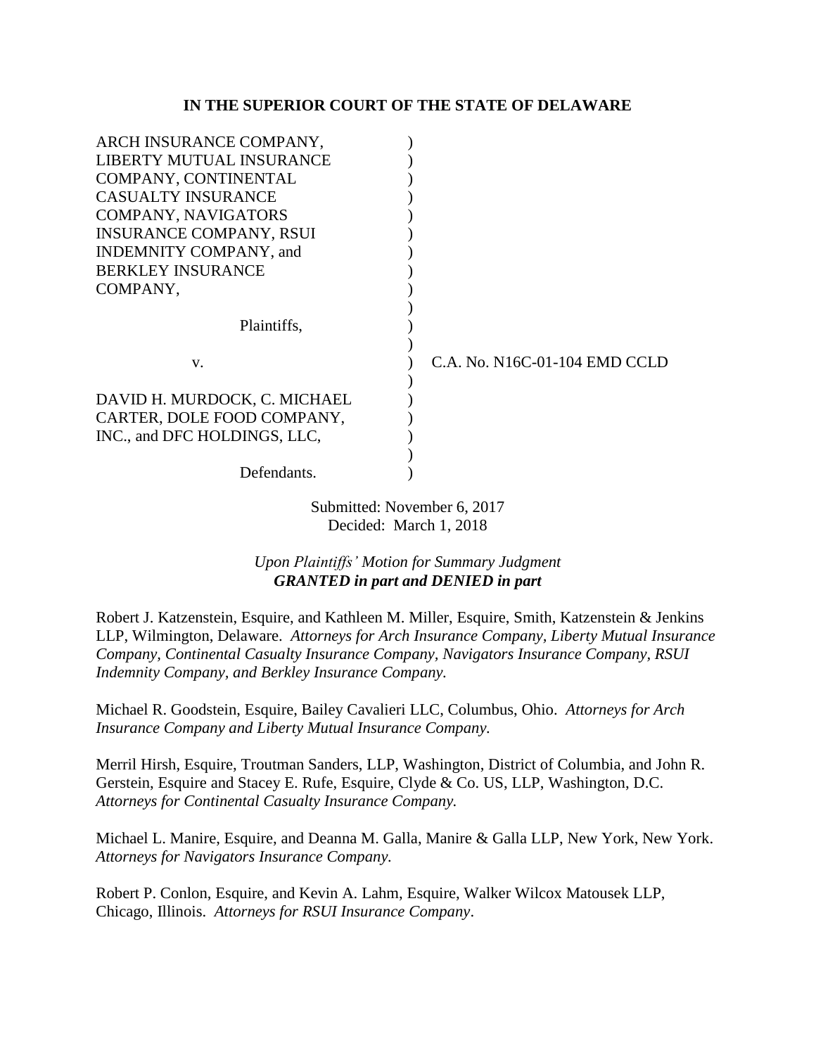**IN THE SUPERIOR COURT OF THE STATE OF DELAWARE**

ARCH INSURANCE COMPANY, LIBERTY MUTUAL INSURANCE COMPANY, CONTINENTAL CASUALTY INSURANCE COMPANY, NAVIGATORS INSURANCE COMPANY, RSUI INDEMNITY COMPANY, and BERKLEY INSURANCE COMPANY,

Plaintiffs,

v.

C.A. No. N16C-01-104 EMD CCLD

DAVID H. MURDOCK, C. MICHAEL CARTER, DOLE FOOD COMPANY, INC., and DFC HOLDINGS, LLC,

Defendants.

Submitted: November 6, 2017
Decided: March 1, 2018

*Upon Plaintiffs' Motion for Summary Judgment*
***GRANTED in part and DENIED in part***

Robert J. Katzenstein, Esquire, and Kathleen M. Miller, Esquire, Smith, Katzenstein & Jenkins LLP, Wilmington, Delaware. *Attorneys for Arch Insurance Company, Liberty Mutual Insurance Company, Continental Casualty Insurance Company, Navigators Insurance Company, RSUI Indemnity Company, and Berkley Insurance Company.*

Michael R. Goodstein, Esquire, Bailey Cavalieri LLC, Columbus, Ohio. *Attorneys for Arch Insurance Company and Liberty Mutual Insurance Company.*

Merril Hirsh, Esquire, Troutman Sanders, LLP, Washington, District of Columbia, and John R. Gerstein, Esquire and Stacey E. Rufe, Esquire, Clyde & Co. US, LLP, Washington, D.C. *Attorneys for Continental Casualty Insurance Company.*

Michael L. Manire, Esquire, and Deanna M. Galla, Manire & Galla LLP, New York, New York. *Attorneys for Navigators Insurance Company.*

Robert P. Conlon, Esquire, and Kevin A. Lahm, Esquire, Walker Wilcox Matousek LLP, Chicago, Illinois. *Attorneys for RSUI Insurance Company*.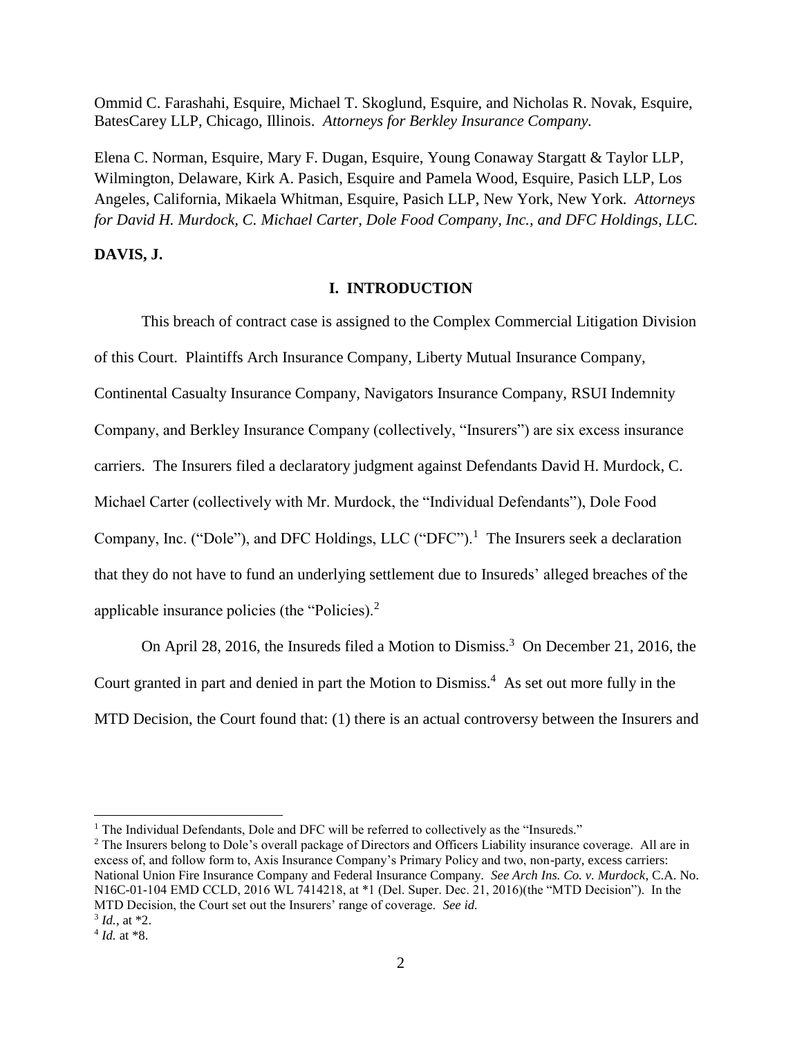Ommid C. Farashahi, Esquire, Michael T. Skoglund, Esquire, and Nicholas R. Novak, Esquire, BatesCarey LLP, Chicago, Illinois. *Attorneys for Berkley Insurance Company.*

Elena C. Norman, Esquire, Mary F. Dugan, Esquire, Young Conaway Stargatt & Taylor LLP, Wilmington, Delaware, Kirk A. Pasich, Esquire and Pamela Wood, Esquire, Pasich LLP, Los Angeles, California, Mikaela Whitman, Esquire, Pasich LLP, New York, New York. *Attorneys for David H. Murdock, C. Michael Carter, Dole Food Company, Inc., and DFC Holdings, LLC.*

**DAVIS, J.**

## I. INTRODUCTION

This breach of contract case is assigned to the Complex Commercial Litigation Division of this Court. Plaintiffs Arch Insurance Company, Liberty Mutual Insurance Company, Continental Casualty Insurance Company, Navigators Insurance Company, RSUI Indemnity Company, and Berkley Insurance Company (collectively, "Insurers") are six excess insurance carriers. The Insurers filed a declaratory judgment against Defendants David H. Murdock, C. Michael Carter (collectively with Mr. Murdock, the "Individual Defendants"), Dole Food Company, Inc. ("Dole"), and DFC Holdings, LLC ("DFC").[1] The Insurers seek a declaration that they do not have to fund an underlying settlement due to Insureds' alleged breaches of the applicable insurance policies (the "Policies).[2]

On April 28, 2016, the Insureds filed a Motion to Dismiss.[3] On December 21, 2016, the Court granted in part and denied in part the Motion to Dismiss.[4] As set out more fully in the MTD Decision, the Court found that: (1) there is an actual controversy between the Insurers and

---

[1] The Individual Defendants, Dole and DFC will be referred to collectively as the "Insureds."

[2] The Insurers belong to Dole's overall package of Directors and Officers Liability insurance coverage. All are in excess of, and follow form to, Axis Insurance Company's Primary Policy and two, non-party, excess carriers: National Union Fire Insurance Company and Federal Insurance Company. *See Arch Ins. Co. v. Murdock*, C.A. No. N16C-01-104 EMD CCLD, 2016 WL 7414218, at *1 (Del. Super. Dec. 21, 2016)(the "MTD Decision"). In the MTD Decision, the Court set out the Insurers' range of coverage. *See id.*

[3] *Id.*, at *2.

[4] *Id.* at *8.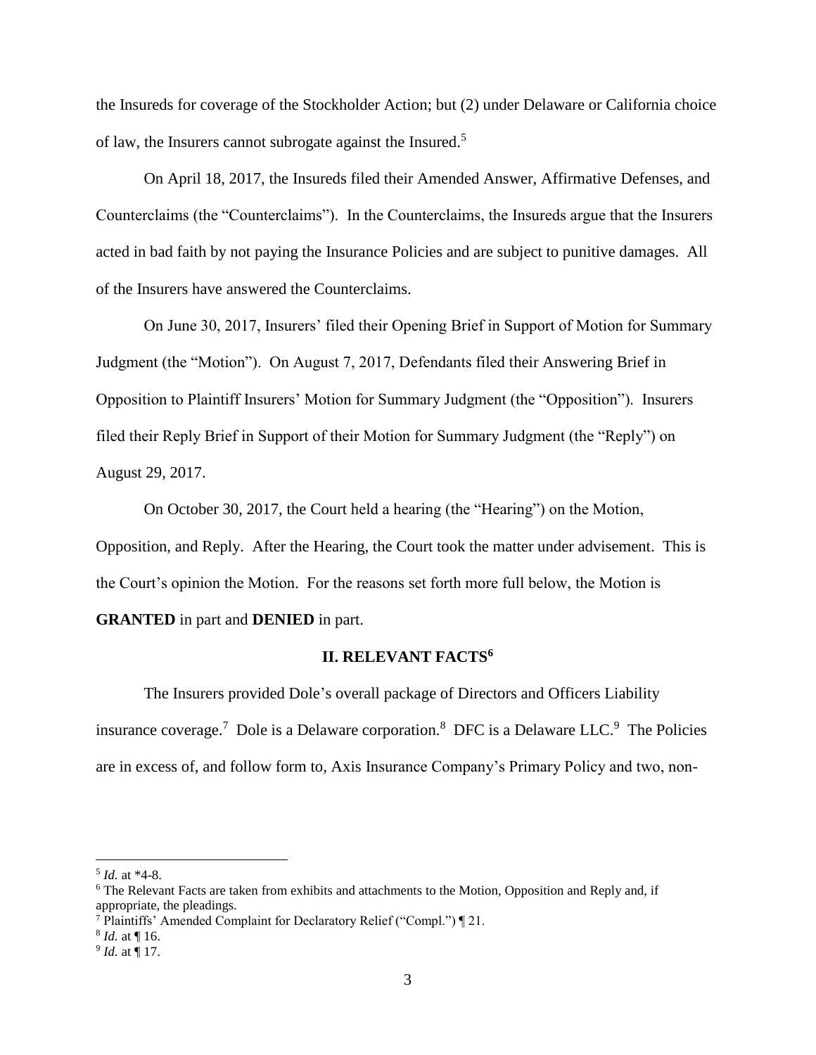the Insureds for coverage of the Stockholder Action; but (2) under Delaware or California choice of law, the Insurers cannot subrogate against the Insured.[5]

On April 18, 2017, the Insureds filed their Amended Answer, Affirmative Defenses, and Counterclaims (the "Counterclaims"). In the Counterclaims, the Insureds argue that the Insurers acted in bad faith by not paying the Insurance Policies and are subject to punitive damages. All of the Insurers have answered the Counterclaims.

On June 30, 2017, Insurers' filed their Opening Brief in Support of Motion for Summary Judgment (the "Motion"). On August 7, 2017, Defendants filed their Answering Brief in Opposition to Plaintiff Insurers' Motion for Summary Judgment (the "Opposition"). Insurers filed their Reply Brief in Support of their Motion for Summary Judgment (the "Reply") on August 29, 2017.

On October 30, 2017, the Court held a hearing (the "Hearing") on the Motion, Opposition, and Reply. After the Hearing, the Court took the matter under advisement. This is the Court's opinion the Motion. For the reasons set forth more full below, the Motion is **GRANTED** in part and **DENIED** in part.

## II. RELEVANT FACTS[6]

The Insurers provided Dole's overall package of Directors and Officers Liability insurance coverage.[7] Dole is a Delaware corporation.[8] DFC is a Delaware LLC.[9] The Policies are in excess of, and follow form to, Axis Insurance Company's Primary Policy and two, non-

---

[5] *Id.* at *4-8.

[6] The Relevant Facts are taken from exhibits and attachments to the Motion, Opposition and Reply and, if appropriate, the pleadings.

[7] Plaintiffs' Amended Complaint for Declaratory Relief ("Compl.") ¶ 21.

[8] *Id.* at ¶ 16.

[9] *Id.* at ¶ 17.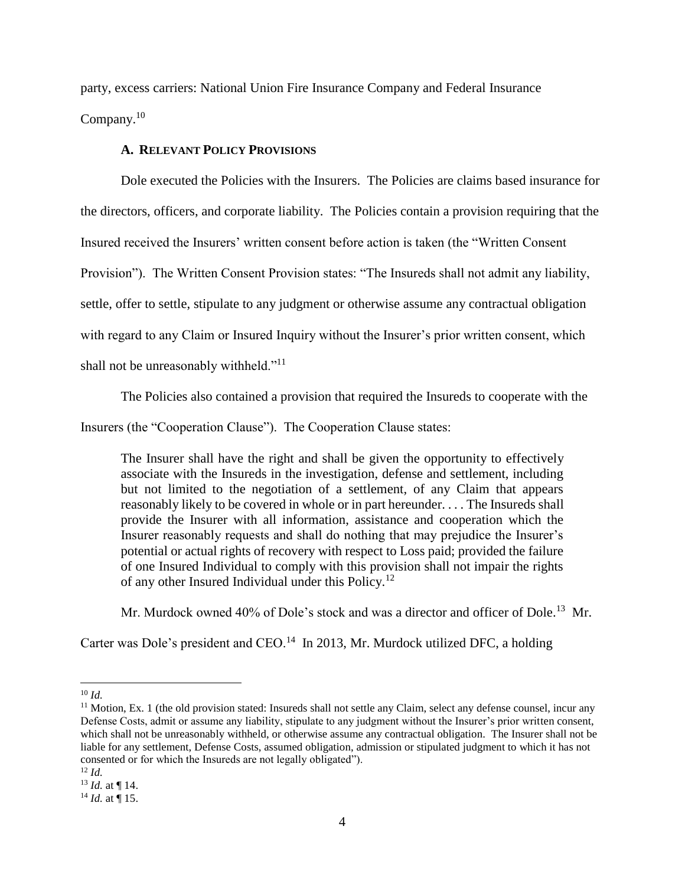party, excess carriers: National Union Fire Insurance Company and Federal Insurance Company.[10]

### A. Relevant Policy Provisions

Dole executed the Policies with the Insurers. The Policies are claims based insurance for the directors, officers, and corporate liability. The Policies contain a provision requiring that the Insured received the Insurers' written consent before action is taken (the "Written Consent Provision"). The Written Consent Provision states: "The Insureds shall not admit any liability, settle, offer to settle, stipulate to any judgment or otherwise assume any contractual obligation with regard to any Claim or Insured Inquiry without the Insurer's prior written consent, which shall not be unreasonably withheld."[11]

The Policies also contained a provision that required the Insureds to cooperate with the Insurers (the "Cooperation Clause"). The Cooperation Clause states:

> The Insurer shall have the right and shall be given the opportunity to effectively associate with the Insureds in the investigation, defense and settlement, including but not limited to the negotiation of a settlement, of any Claim that appears reasonably likely to be covered in whole or in part hereunder. . . . The Insureds shall provide the Insurer with all information, assistance and cooperation which the Insurer reasonably requests and shall do nothing that may prejudice the Insurer's potential or actual rights of recovery with respect to Loss paid; provided the failure of one Insured Individual to comply with this provision shall not impair the rights of any other Insured Individual under this Policy.[12]

Mr. Murdock owned 40% of Dole's stock and was a director and officer of Dole.[13] Mr. Carter was Dole's president and CEO.[14] In 2013, Mr. Murdock utilized DFC, a holding

---

[10] *Id.*

[11] Motion, Ex. 1 (the old provision stated: Insureds shall not settle any Claim, select any defense counsel, incur any Defense Costs, admit or assume any liability, stipulate to any judgment without the Insurer's prior written consent, which shall not be unreasonably withheld, or otherwise assume any contractual obligation. The Insurer shall not be liable for any settlement, Defense Costs, assumed obligation, admission or stipulated judgment to which it has not consented or for which the Insureds are not legally obligated").

[12] *Id.*

[13] *Id.* at ¶ 14.

[14] *Id.* at ¶ 15.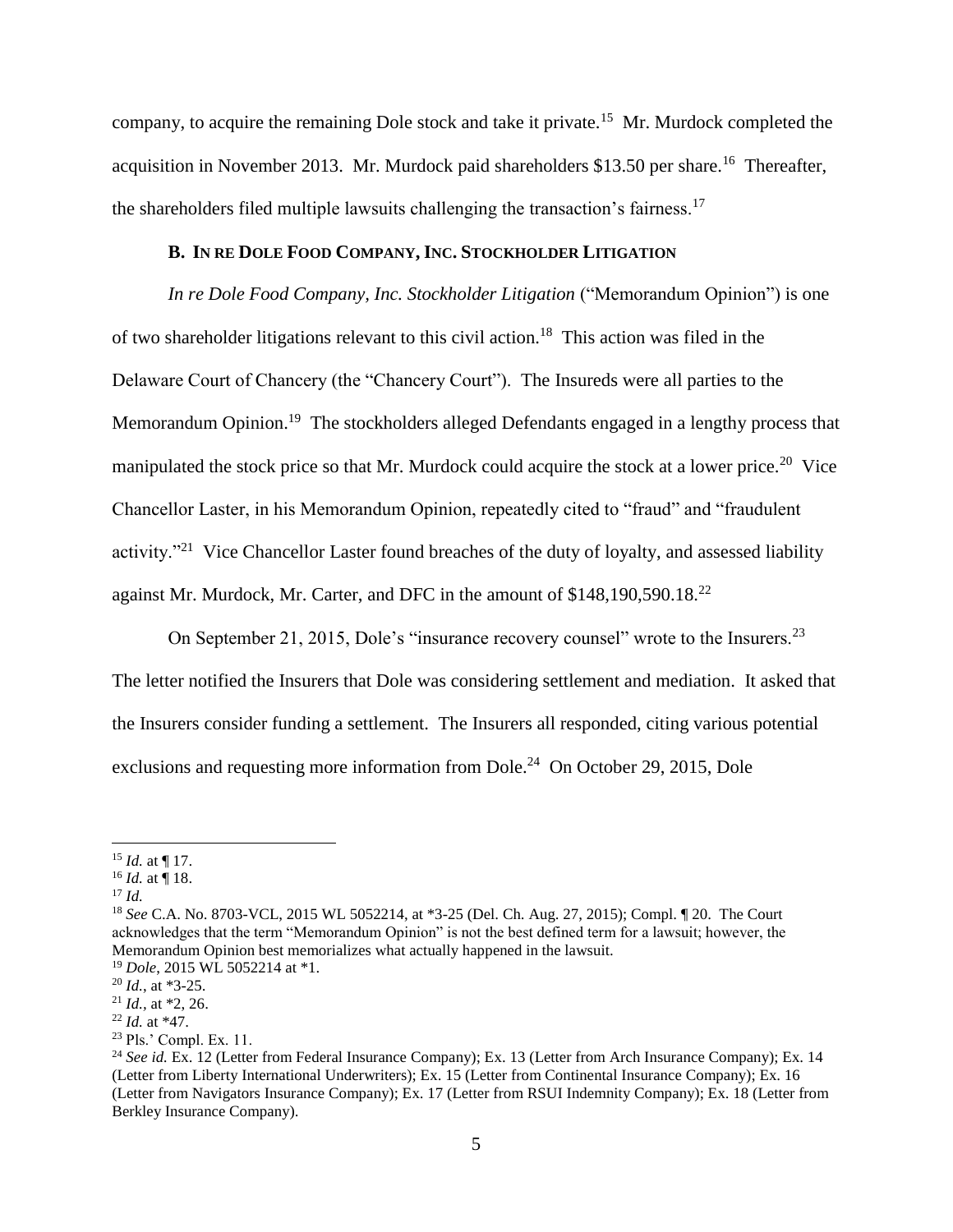company, to acquire the remaining Dole stock and take it private.[15] Mr. Murdock completed the acquisition in November 2013. Mr. Murdock paid shareholders $13.50 per share.[16] Thereafter, the shareholders filed multiple lawsuits challenging the transaction's fairness.[17]

### B. IN RE DOLE FOOD COMPANY, INC. STOCKHOLDER LITIGATION

*In re Dole Food Company, Inc. Stockholder Litigation* ("Memorandum Opinion") is one of two shareholder litigations relevant to this civil action.[18] This action was filed in the Delaware Court of Chancery (the "Chancery Court"). The Insureds were all parties to the Memorandum Opinion.[19] The stockholders alleged Defendants engaged in a lengthy process that manipulated the stock price so that Mr. Murdock could acquire the stock at a lower price.[20] Vice Chancellor Laster, in his Memorandum Opinion, repeatedly cited to "fraud" and "fraudulent activity."[21] Vice Chancellor Laster found breaches of the duty of loyalty, and assessed liability against Mr. Murdock, Mr. Carter, and DFC in the amount of $148,190,590.18.[22]

On September 21, 2015, Dole's "insurance recovery counsel" wrote to the Insurers.[23] The letter notified the Insurers that Dole was considering settlement and mediation. It asked that the Insurers consider funding a settlement. The Insurers all responded, citing various potential exclusions and requesting more information from Dole.[24] On October 29, 2015, Dole

---

[15] *Id.* at ¶ 17.
[16] *Id.* at ¶ 18.
[17] *Id.*
[18] *See* C.A. No. 8703-VCL, 2015 WL 5052214, at *3-25 (Del. Ch. Aug. 27, 2015); Compl. ¶ 20. The Court acknowledges that the term "Memorandum Opinion" is not the best defined term for a lawsuit; however, the Memorandum Opinion best memorializes what actually happened in the lawsuit.
[19] *Dole*, 2015 WL 5052214 at *1.
[20] *Id.*, at *3-25.
[21] *Id.*, at *2, 26.
[22] *Id.* at *47.
[23] Pls.' Compl. Ex. 11.
[24] *See id.* Ex. 12 (Letter from Federal Insurance Company); Ex. 13 (Letter from Arch Insurance Company); Ex. 14 (Letter from Liberty International Underwriters); Ex. 15 (Letter from Continental Insurance Company); Ex. 16 (Letter from Navigators Insurance Company); Ex. 17 (Letter from RSUI Indemnity Company); Ex. 18 (Letter from Berkley Insurance Company).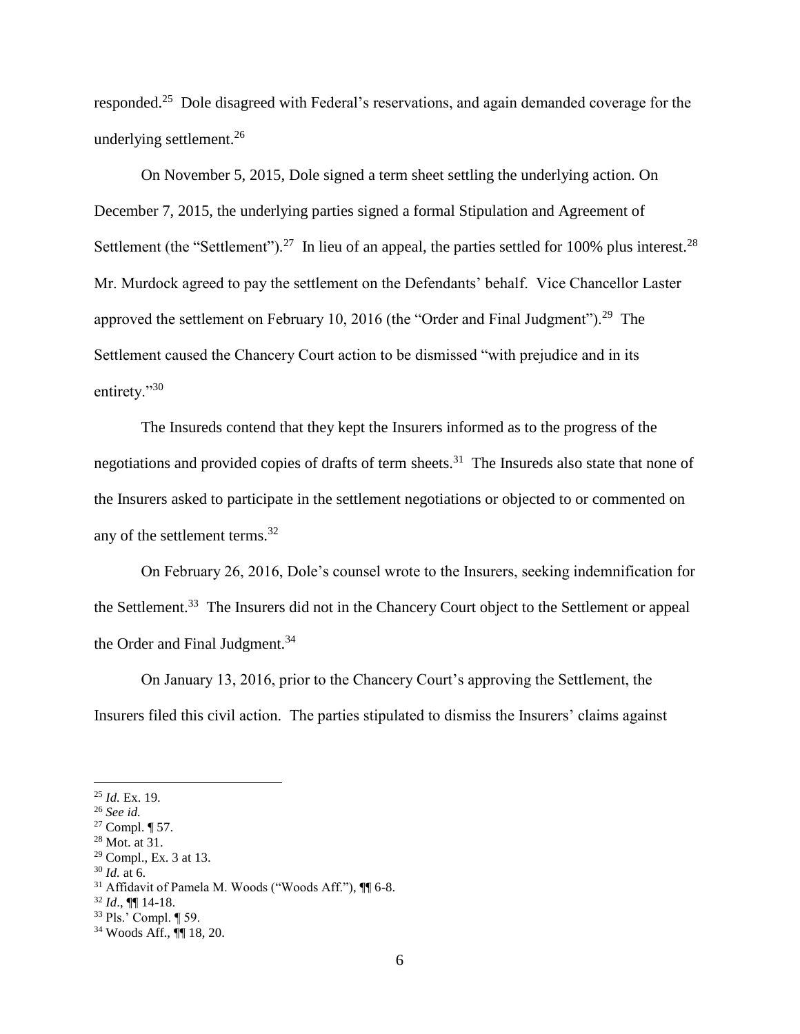responded.[25] Dole disagreed with Federal's reservations, and again demanded coverage for the underlying settlement.[26]

On November 5, 2015, Dole signed a term sheet settling the underlying action. On December 7, 2015, the underlying parties signed a formal Stipulation and Agreement of Settlement (the "Settlement").[27] In lieu of an appeal, the parties settled for 100% plus interest.[28] Mr. Murdock agreed to pay the settlement on the Defendants' behalf. Vice Chancellor Laster approved the settlement on February 10, 2016 (the "Order and Final Judgment").[29] The Settlement caused the Chancery Court action to be dismissed "with prejudice and in its entirety."[30]

The Insureds contend that they kept the Insurers informed as to the progress of the negotiations and provided copies of drafts of term sheets.[31] The Insureds also state that none of the Insurers asked to participate in the settlement negotiations or objected to or commented on any of the settlement terms.[32]

On February 26, 2016, Dole's counsel wrote to the Insurers, seeking indemnification for the Settlement.[33] The Insurers did not in the Chancery Court object to the Settlement or appeal the Order and Final Judgment.[34]

On January 13, 2016, prior to the Chancery Court's approving the Settlement, the Insurers filed this civil action. The parties stipulated to dismiss the Insurers' claims against

---

[25] *Id.* Ex. 19.

[26] *See id.*

[27] Compl. ¶ 57.

[28] Mot. at 31.

[29] Compl., Ex. 3 at 13.

[30] *Id.* at 6.

[31] Affidavit of Pamela M. Woods ("Woods Aff."), ¶¶ 6-8.

[32] *Id*., ¶¶ 14-18.

[33] Pls.' Compl. ¶ 59.

[34] Woods Aff., ¶¶ 18, 20.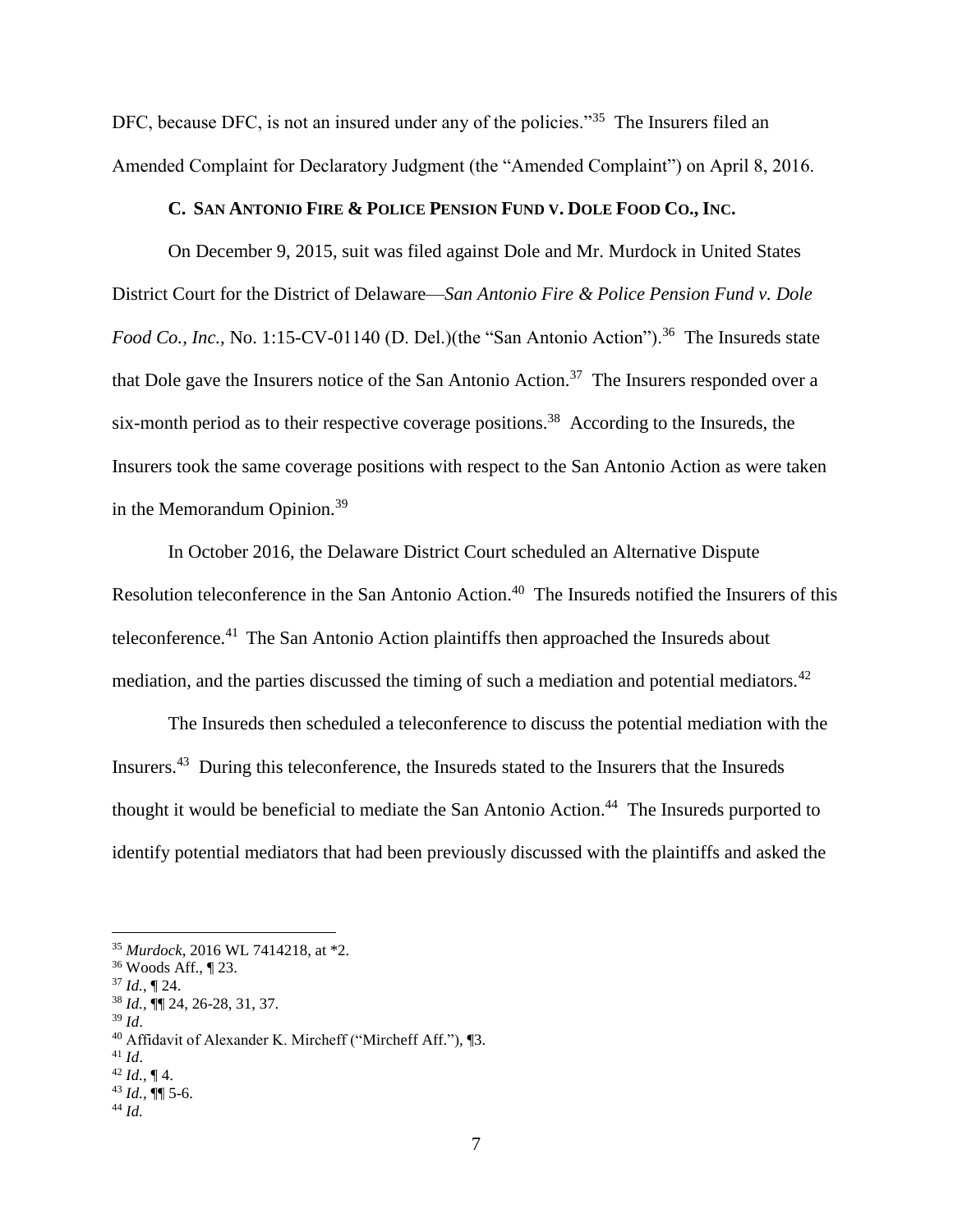DFC, because DFC, is not an insured under any of the policies."[35] The Insurers filed an Amended Complaint for Declaratory Judgment (the "Amended Complaint") on April 8, 2016.

### C. SAN ANTONIO FIRE & POLICE PENSION FUND V. DOLE FOOD CO., INC.

On December 9, 2015, suit was filed against Dole and Mr. Murdock in United States District Court for the District of Delaware—*San Antonio Fire & Police Pension Fund v. Dole Food Co., Inc.,* No. 1:15-CV-01140 (D. Del.)(the "San Antonio Action").[36] The Insureds state that Dole gave the Insurers notice of the San Antonio Action.[37] The Insurers responded over a six-month period as to their respective coverage positions.[38] According to the Insureds, the Insurers took the same coverage positions with respect to the San Antonio Action as were taken in the Memorandum Opinion.[39]

In October 2016, the Delaware District Court scheduled an Alternative Dispute Resolution teleconference in the San Antonio Action.[40] The Insureds notified the Insurers of this teleconference.[41] The San Antonio Action plaintiffs then approached the Insureds about mediation, and the parties discussed the timing of such a mediation and potential mediators.[42]

The Insureds then scheduled a teleconference to discuss the potential mediation with the Insurers.[43] During this teleconference, the Insureds stated to the Insurers that the Insureds thought it would be beneficial to mediate the San Antonio Action.[44] The Insureds purported to identify potential mediators that had been previously discussed with the plaintiffs and asked the

---

[35] *Murdock*, 2016 WL 7414218, at *2.
[36] Woods Aff., ¶ 23.
[37] *Id.*, ¶ 24.
[38] *Id.*, ¶¶ 24, 26-28, 31, 37.
[39] *Id*.
[40] Affidavit of Alexander K. Mircheff ("Mircheff Aff."), ¶3.
[41] *Id*.
[42] *Id.*, ¶ 4.
[43] *Id.*, ¶¶ 5-6.
[44] *Id.*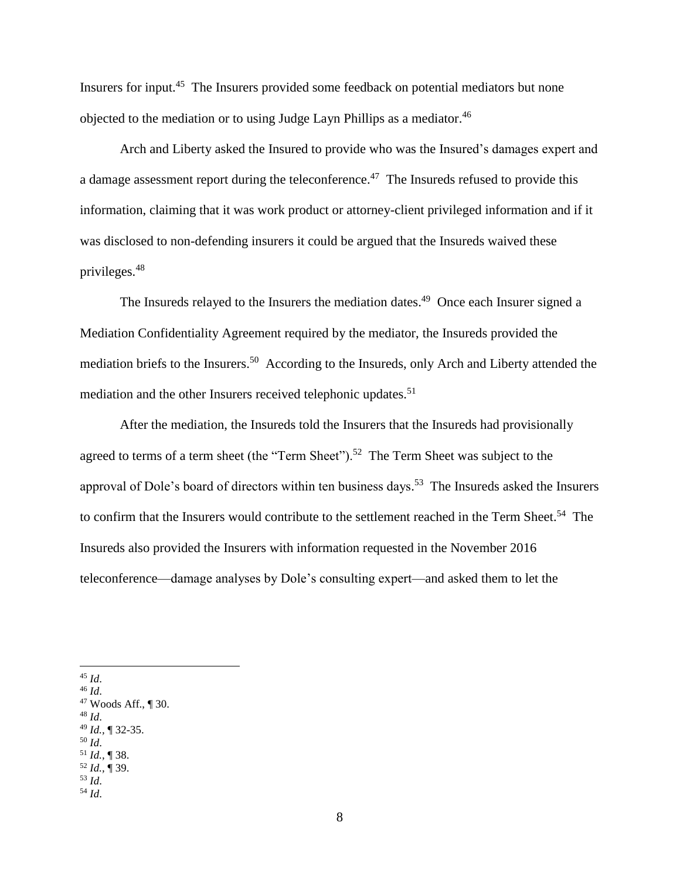Insurers for input.[45] The Insurers provided some feedback on potential mediators but none objected to the mediation or to using Judge Layn Phillips as a mediator.[46]

Arch and Liberty asked the Insured to provide who was the Insured's damages expert and a damage assessment report during the teleconference.[47] The Insureds refused to provide this information, claiming that it was work product or attorney-client privileged information and if it was disclosed to non-defending insurers it could be argued that the Insureds waived these privileges.[48]

The Insureds relayed to the Insurers the mediation dates.[49] Once each Insurer signed a Mediation Confidentiality Agreement required by the mediator, the Insureds provided the mediation briefs to the Insurers.[50] According to the Insureds, only Arch and Liberty attended the mediation and the other Insurers received telephonic updates.[51]

After the mediation, the Insureds told the Insurers that the Insureds had provisionally agreed to terms of a term sheet (the "Term Sheet").[52] The Term Sheet was subject to the approval of Dole's board of directors within ten business days.[53] The Insureds asked the Insurers to confirm that the Insurers would contribute to the settlement reached in the Term Sheet.[54] The Insureds also provided the Insurers with information requested in the November 2016 teleconference—damage analyses by Dole's consulting expert—and asked them to let the

---

[45] *Id.*

[46] *Id.*

[47] Woods Aff., ¶ 30.

[48] *Id.*

[49] *Id.*, ¶ 32-35.

[50] *Id.*

[51] *Id.*, ¶ 38.

[52] *Id.*, ¶ 39.

[53] *Id.*

[54] *Id.*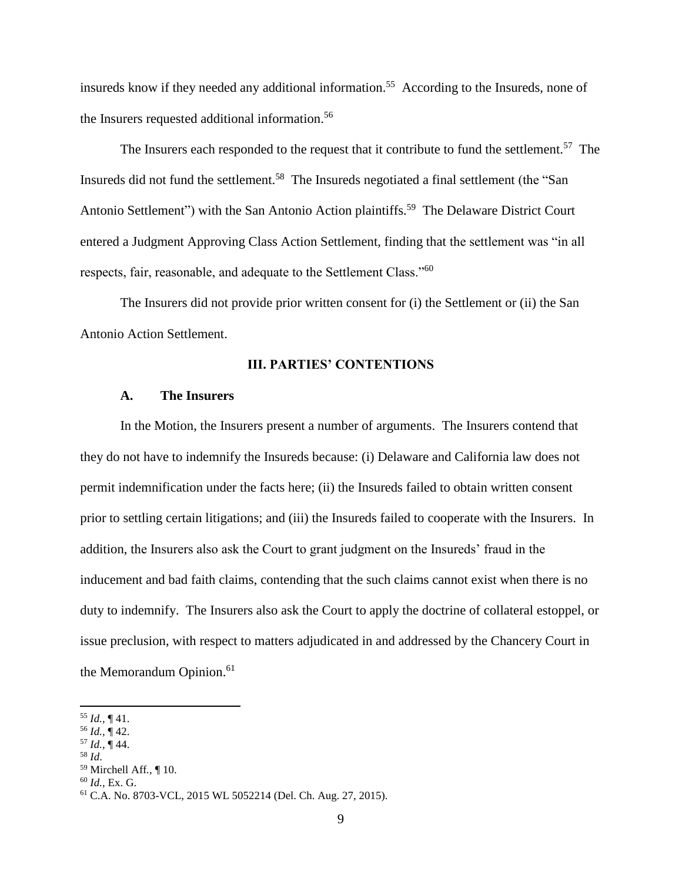insureds know if they needed any additional information.[55] According to the Insureds, none of the Insurers requested additional information.[56]

The Insurers each responded to the request that it contribute to fund the settlement.[57] The Insureds did not fund the settlement.[58] The Insureds negotiated a final settlement (the "San Antonio Settlement") with the San Antonio Action plaintiffs.[59] The Delaware District Court entered a Judgment Approving Class Action Settlement, finding that the settlement was "in all respects, fair, reasonable, and adequate to the Settlement Class."[60]

The Insurers did not provide prior written consent for (i) the Settlement or (ii) the San Antonio Action Settlement.

## III. PARTIES' CONTENTIONS

### A. The Insurers

In the Motion, the Insurers present a number of arguments. The Insurers contend that they do not have to indemnify the Insureds because: (i) Delaware and California law does not permit indemnification under the facts here; (ii) the Insureds failed to obtain written consent prior to settling certain litigations; and (iii) the Insureds failed to cooperate with the Insurers. In addition, the Insurers also ask the Court to grant judgment on the Insureds' fraud in the inducement and bad faith claims, contending that the such claims cannot exist when there is no duty to indemnify. The Insurers also ask the Court to apply the doctrine of collateral estoppel, or issue preclusion, with respect to matters adjudicated in and addressed by the Chancery Court in the Memorandum Opinion.[61]

---

[55] *Id.*, ¶ 41.
[56] *Id.*, ¶ 42.
[57] *Id.*, ¶ 44.
[58] *Id*.
[59] Mirchell Aff., ¶ 10.
[60] *Id.*, Ex. G.
[61] C.A. No. 8703-VCL, 2015 WL 5052214 (Del. Ch. Aug. 27, 2015).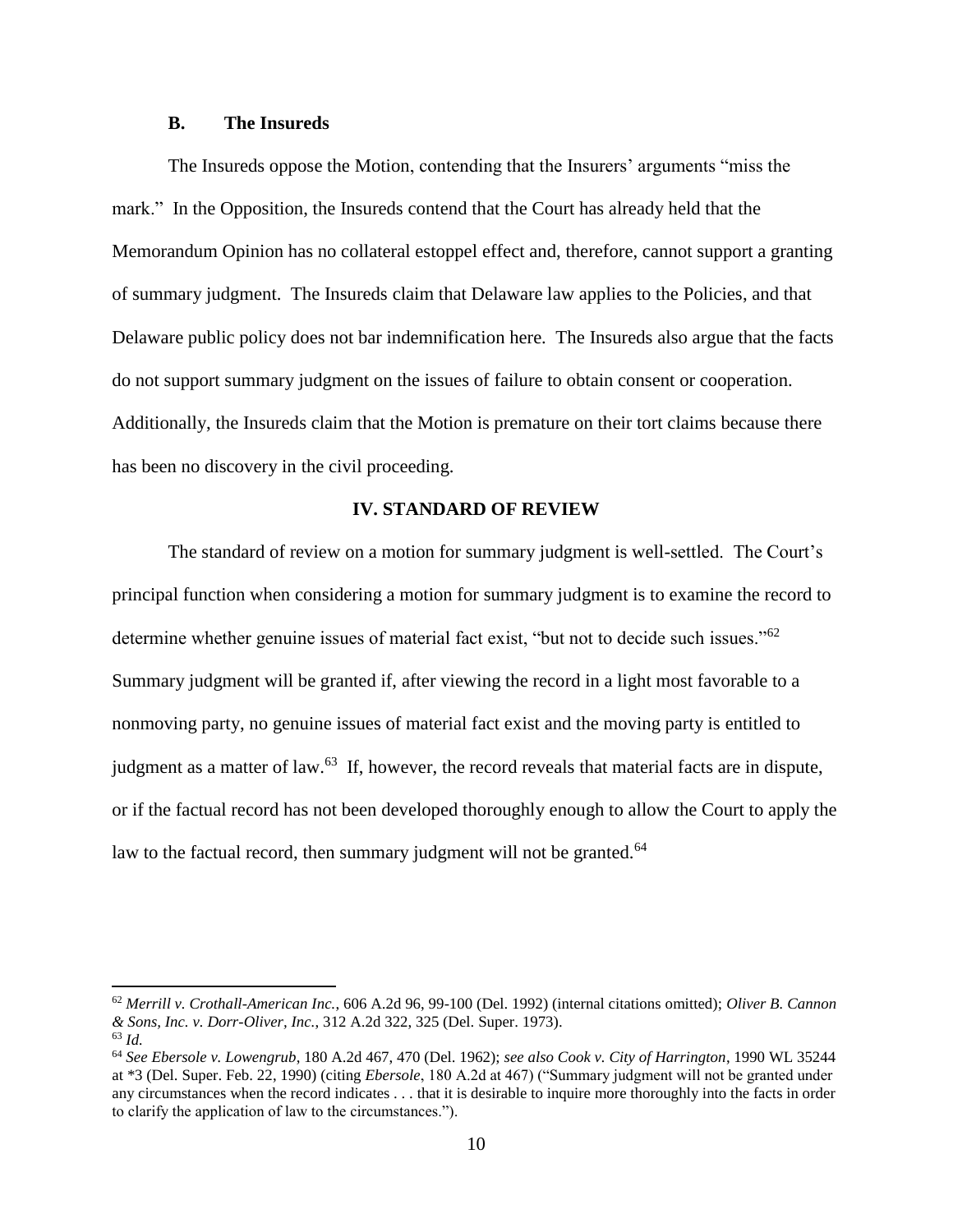### B. The Insureds

The Insureds oppose the Motion, contending that the Insurers' arguments "miss the mark." In the Opposition, the Insureds contend that the Court has already held that the Memorandum Opinion has no collateral estoppel effect and, therefore, cannot support a granting of summary judgment. The Insureds claim that Delaware law applies to the Policies, and that Delaware public policy does not bar indemnification here. The Insureds also argue that the facts do not support summary judgment on the issues of failure to obtain consent or cooperation. Additionally, the Insureds claim that the Motion is premature on their tort claims because there has been no discovery in the civil proceeding.

## IV. STANDARD OF REVIEW

The standard of review on a motion for summary judgment is well-settled. The Court's principal function when considering a motion for summary judgment is to examine the record to determine whether genuine issues of material fact exist, "but not to decide such issues."[62] Summary judgment will be granted if, after viewing the record in a light most favorable to a nonmoving party, no genuine issues of material fact exist and the moving party is entitled to judgment as a matter of law.[63] If, however, the record reveals that material facts are in dispute, or if the factual record has not been developed thoroughly enough to allow the Court to apply the law to the factual record, then summary judgment will not be granted.[64]

---

[62] *Merrill v. Crothall-American Inc.*, 606 A.2d 96, 99-100 (Del. 1992) (internal citations omitted); *Oliver B. Cannon & Sons, Inc. v. Dorr-Oliver, Inc.*, 312 A.2d 322, 325 (Del. Super. 1973).

[63] *Id.*

[64] *See Ebersole v. Lowengrub*, 180 A.2d 467, 470 (Del. 1962); *see also Cook v. City of Harrington*, 1990 WL 35244 at *3 (Del. Super. Feb. 22, 1990) (citing *Ebersole*, 180 A.2d at 467) ("Summary judgment will not be granted under any circumstances when the record indicates . . . that it is desirable to inquire more thoroughly into the facts in order to clarify the application of law to the circumstances.").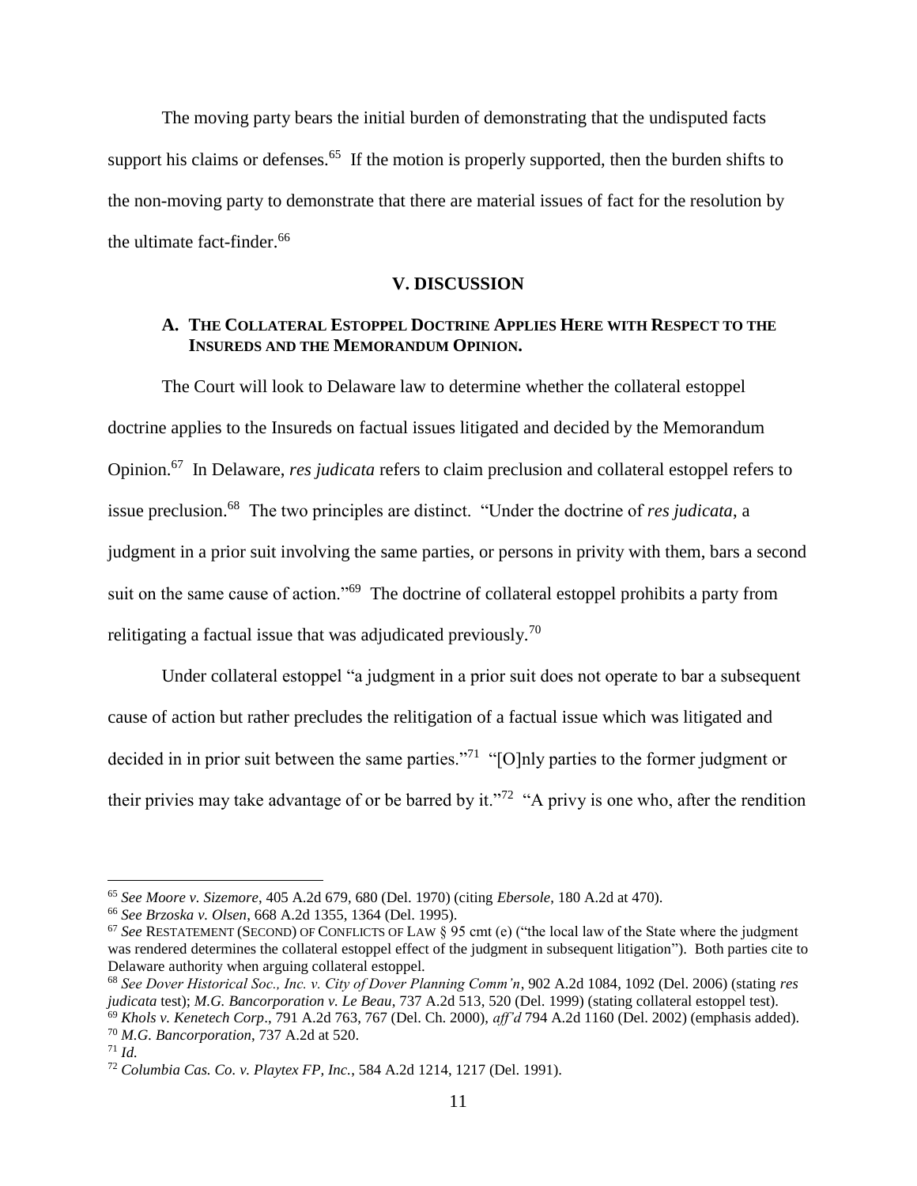The moving party bears the initial burden of demonstrating that the undisputed facts support his claims or defenses.[65] If the motion is properly supported, then the burden shifts to the non-moving party to demonstrate that there are material issues of fact for the resolution by the ultimate fact-finder.[66]

## V. DISCUSSION

### A. The Collateral Estoppel Doctrine Applies Here with Respect to the Insureds and the Memorandum Opinion.

The Court will look to Delaware law to determine whether the collateral estoppel doctrine applies to the Insureds on factual issues litigated and decided by the Memorandum Opinion.[67] In Delaware, *res judicata* refers to claim preclusion and collateral estoppel refers to issue preclusion.[68] The two principles are distinct. "Under the doctrine of *res judicata*, a judgment in a prior suit involving the same parties, or persons in privity with them, bars a second suit on the same cause of action."[69] The doctrine of collateral estoppel prohibits a party from relitigating a factual issue that was adjudicated previously.[70]

Under collateral estoppel "a judgment in a prior suit does not operate to bar a subsequent cause of action but rather precludes the relitigation of a factual issue which was litigated and decided in in prior suit between the same parties."[71] "[O]nly parties to the former judgment or their privies may take advantage of or be barred by it."[72] "A privy is one who, after the rendition

---

[65] *See Moore v. Sizemore*, 405 A.2d 679, 680 (Del. 1970) (citing *Ebersole*, 180 A.2d at 470).

[66] *See Brzoska v. Olsen*, 668 A.2d 1355, 1364 (Del. 1995).

[67] *See* RESTATEMENT (SECOND) OF CONFLICTS OF LAW § 95 cmt (e) ("the local law of the State where the judgment was rendered determines the collateral estoppel effect of the judgment in subsequent litigation"). Both parties cite to Delaware authority when arguing collateral estoppel.

[68] *See Dover Historical Soc., Inc. v. City of Dover Planning Comm'n*, 902 A.2d 1084, 1092 (Del. 2006) (stating *res judicata* test); *M.G. Bancorporation v. Le Beau*, 737 A.2d 513, 520 (Del. 1999) (stating collateral estoppel test).

[69] *Khols v. Kenetech Corp*., 791 A.2d 763, 767 (Del. Ch. 2000), *aff'd* 794 A.2d 1160 (Del. 2002) (emphasis added).

[70] *M.G. Bancorporation*, 737 A.2d at 520.

[71] *Id.*

[72] *Columbia Cas. Co. v. Playtex FP, Inc.*, 584 A.2d 1214, 1217 (Del. 1991).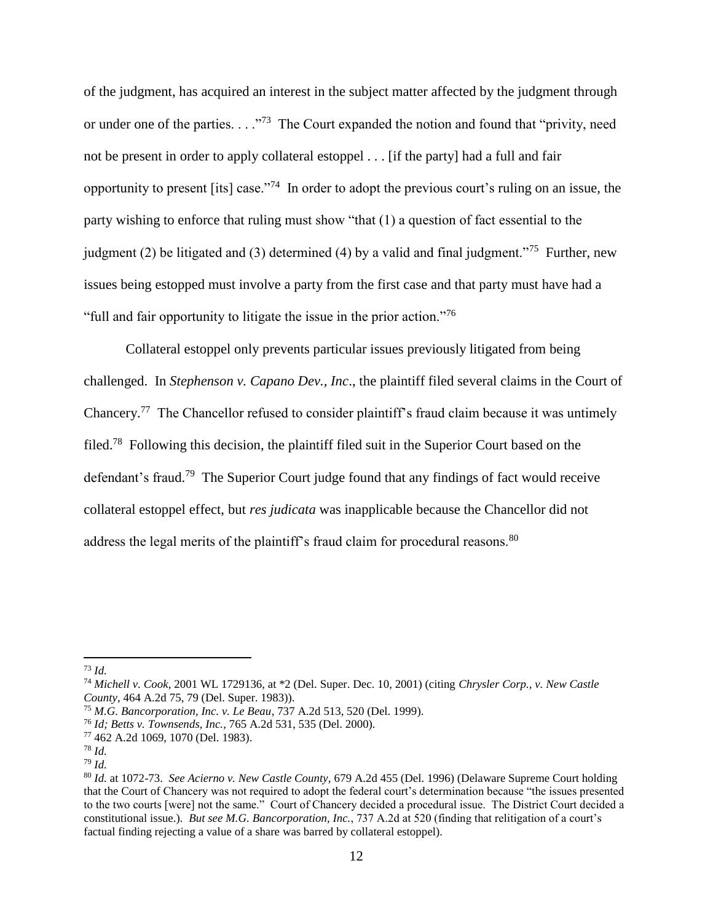of the judgment, has acquired an interest in the subject matter affected by the judgment through or under one of the parties. . . ."[73] The Court expanded the notion and found that "privity, need not be present in order to apply collateral estoppel . . . [if the party] had a full and fair opportunity to present [its] case."[74] In order to adopt the previous court's ruling on an issue, the party wishing to enforce that ruling must show "that (1) a question of fact essential to the judgment (2) be litigated and (3) determined (4) by a valid and final judgment."[75] Further, new issues being estopped must involve a party from the first case and that party must have had a "full and fair opportunity to litigate the issue in the prior action."[76]

Collateral estoppel only prevents particular issues previously litigated from being challenged. In *Stephenson v. Capano Dev., Inc*., the plaintiff filed several claims in the Court of Chancery.[77] The Chancellor refused to consider plaintiff's fraud claim because it was untimely filed.[78] Following this decision, the plaintiff filed suit in the Superior Court based on the defendant's fraud.[79] The Superior Court judge found that any findings of fact would receive collateral estoppel effect, but *res judicata* was inapplicable because the Chancellor did not address the legal merits of the plaintiff's fraud claim for procedural reasons.[80]

---

[73] *Id.*

[74] *Michell v. Cook*, 2001 WL 1729136, at *2 (Del. Super. Dec. 10, 2001) (citing *Chrysler Corp., v. New Castle County*, 464 A.2d 75, 79 (Del. Super. 1983)).

[75] *M.G. Bancorporation, Inc. v. Le Beau*, 737 A.2d 513, 520 (Del. 1999).

[76] *Id; Betts v. Townsends, Inc.*, 765 A.2d 531, 535 (Del. 2000).

[77] 462 A.2d 1069, 1070 (Del. 1983).

[78] *Id.*

[79] *Id.*

[80] *Id.* at 1072-73. *See Acierno v. New Castle County*, 679 A.2d 455 (Del. 1996) (Delaware Supreme Court holding that the Court of Chancery was not required to adopt the federal court's determination because "the issues presented to the two courts [were] not the same." Court of Chancery decided a procedural issue. The District Court decided a constitutional issue.). *But see M.G. Bancorporation, Inc.*, 737 A.2d at 520 (finding that relitigation of a court's factual finding rejecting a value of a share was barred by collateral estoppel).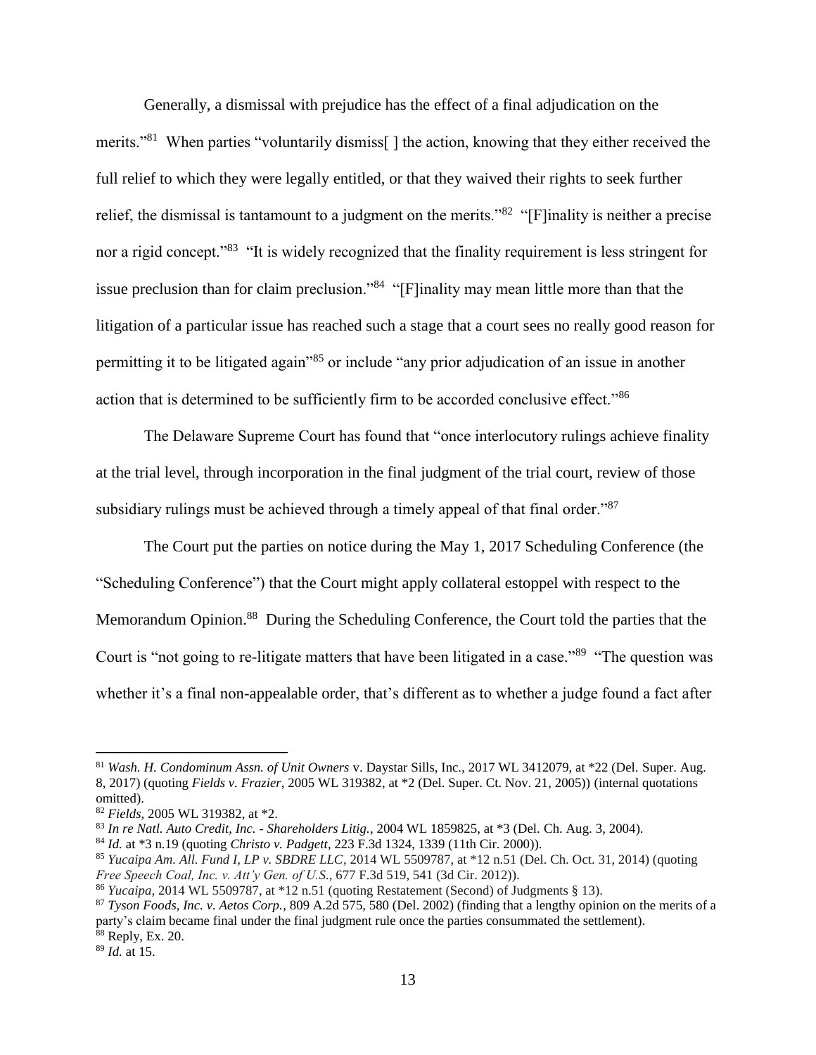Generally, a dismissal with prejudice has the effect of a final adjudication on the merits."[81] When parties "voluntarily dismiss[ ] the action, knowing that they either received the full relief to which they were legally entitled, or that they waived their rights to seek further relief, the dismissal is tantamount to a judgment on the merits."[82] "[F]inality is neither a precise nor a rigid concept."[83] "It is widely recognized that the finality requirement is less stringent for issue preclusion than for claim preclusion."[84] "[F]inality may mean little more than that the litigation of a particular issue has reached such a stage that a court sees no really good reason for permitting it to be litigated again"[85] or include "any prior adjudication of an issue in another action that is determined to be sufficiently firm to be accorded conclusive effect."[86]

The Delaware Supreme Court has found that "once interlocutory rulings achieve finality at the trial level, through incorporation in the final judgment of the trial court, review of those subsidiary rulings must be achieved through a timely appeal of that final order."[87]

The Court put the parties on notice during the May 1, 2017 Scheduling Conference (the "Scheduling Conference") that the Court might apply collateral estoppel with respect to the Memorandum Opinion.[88] During the Scheduling Conference, the Court told the parties that the Court is "not going to re-litigate matters that have been litigated in a case."[89] "The question was whether it's a final non-appealable order, that's different as to whether a judge found a fact after

---

[81] *Wash. H. Condominum Assn. of Unit Owners* v. Daystar Sills, Inc., 2017 WL 3412079, at *22 (Del. Super. Aug. 8, 2017) (quoting *Fields v. Frazier*, 2005 WL 319382, at *2 (Del. Super. Ct. Nov. 21, 2005)) (internal quotations omitted).

[82] *Fields*, 2005 WL 319382, at *2.

[83] *In re Natl. Auto Credit, Inc. - Shareholders Litig.*, 2004 WL 1859825, at *3 (Del. Ch. Aug. 3, 2004).

[84] *Id.* at *3 n.19 (quoting *Christo v. Padgett*, 223 F.3d 1324, 1339 (11th Cir. 2000)).

[85] *Yucaipa Am. All. Fund I, LP v. SBDRE LLC*, 2014 WL 5509787, at *12 n.51 (Del. Ch. Oct. 31, 2014) (quoting *Free Speech Coal, Inc. v. Att'y Gen. of U.S.*, 677 F.3d 519, 541 (3d Cir. 2012)).

[86] *Yucaipa*, 2014 WL 5509787, at *12 n.51 (quoting Restatement (Second) of Judgments § 13).

[87] *Tyson Foods, Inc. v. Aetos Corp.*, 809 A.2d 575, 580 (Del. 2002) (finding that a lengthy opinion on the merits of a party's claim became final under the final judgment rule once the parties consummated the settlement).

[88] Reply, Ex. 20.

[89] *Id.* at 15.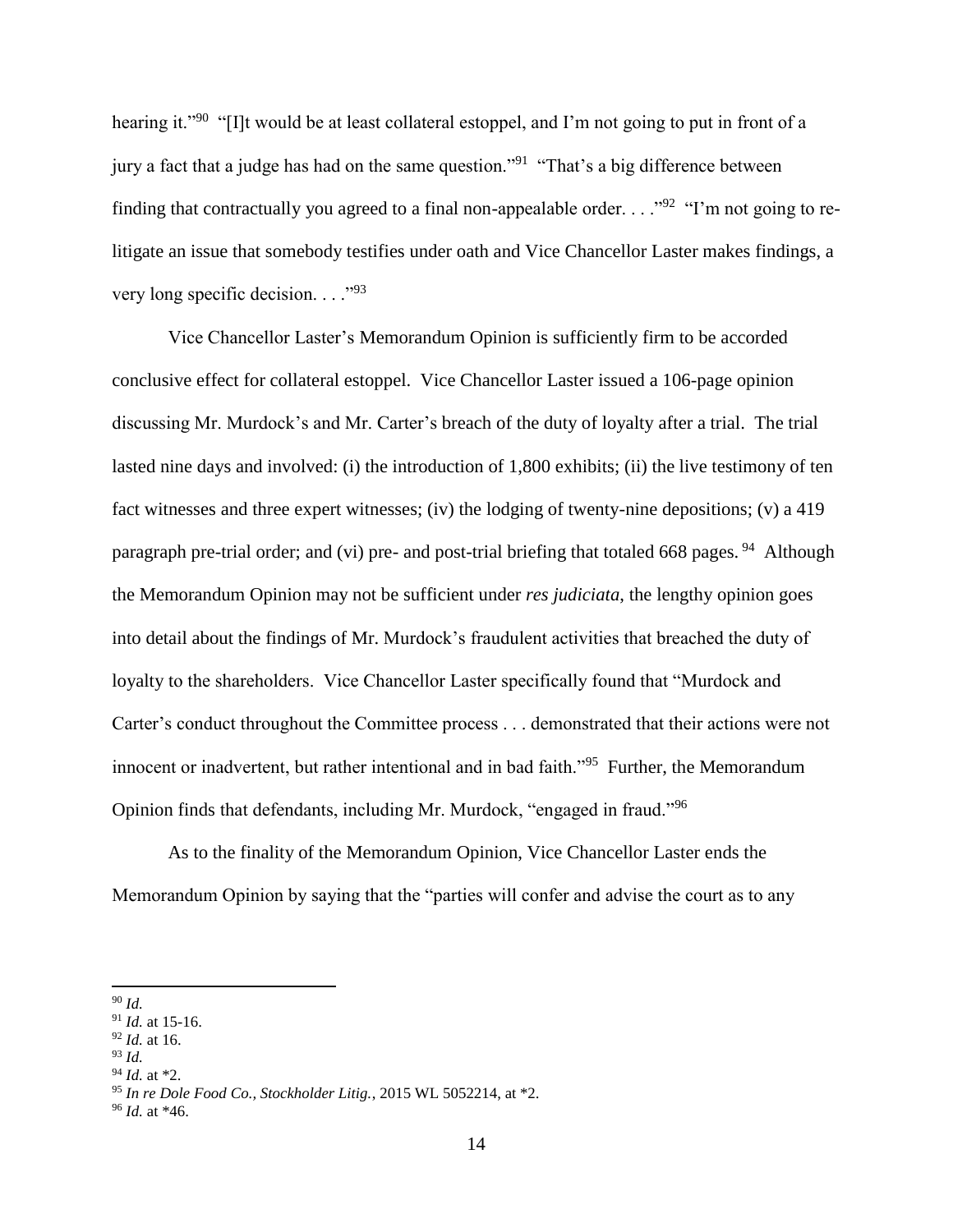hearing it."[90] "[I]t would be at least collateral estoppel, and I'm not going to put in front of a jury a fact that a judge has had on the same question."[91] "That's a big difference between finding that contractually you agreed to a final non-appealable order. . . ."[92] "I'm not going to re-litigate an issue that somebody testifies under oath and Vice Chancellor Laster makes findings, a very long specific decision. . . ."[93]

Vice Chancellor Laster's Memorandum Opinion is sufficiently firm to be accorded conclusive effect for collateral estoppel. Vice Chancellor Laster issued a 106-page opinion discussing Mr. Murdock's and Mr. Carter's breach of the duty of loyalty after a trial. The trial lasted nine days and involved: (i) the introduction of 1,800 exhibits; (ii) the live testimony of ten fact witnesses and three expert witnesses; (iv) the lodging of twenty-nine depositions; (v) a 419 paragraph pre-trial order; and (vi) pre- and post-trial briefing that totaled 668 pages.[94] Although the Memorandum Opinion may not be sufficient under *res judiciata*, the lengthy opinion goes into detail about the findings of Mr. Murdock's fraudulent activities that breached the duty of loyalty to the shareholders. Vice Chancellor Laster specifically found that "Murdock and Carter's conduct throughout the Committee process . . . demonstrated that their actions were not innocent or inadvertent, but rather intentional and in bad faith."[95] Further, the Memorandum Opinion finds that defendants, including Mr. Murdock, "engaged in fraud."[96]

As to the finality of the Memorandum Opinion, Vice Chancellor Laster ends the Memorandum Opinion by saying that the "parties will confer and advise the court as to any

---

[90] *Id.*

[91] *Id.* at 15-16.

[92] *Id.* at 16.

[93] *Id.*

[94] *Id.* at *2.

[95] *In re Dole Food Co., Stockholder Litig.*, 2015 WL 5052214, at *2.

[96] *Id.* at *46.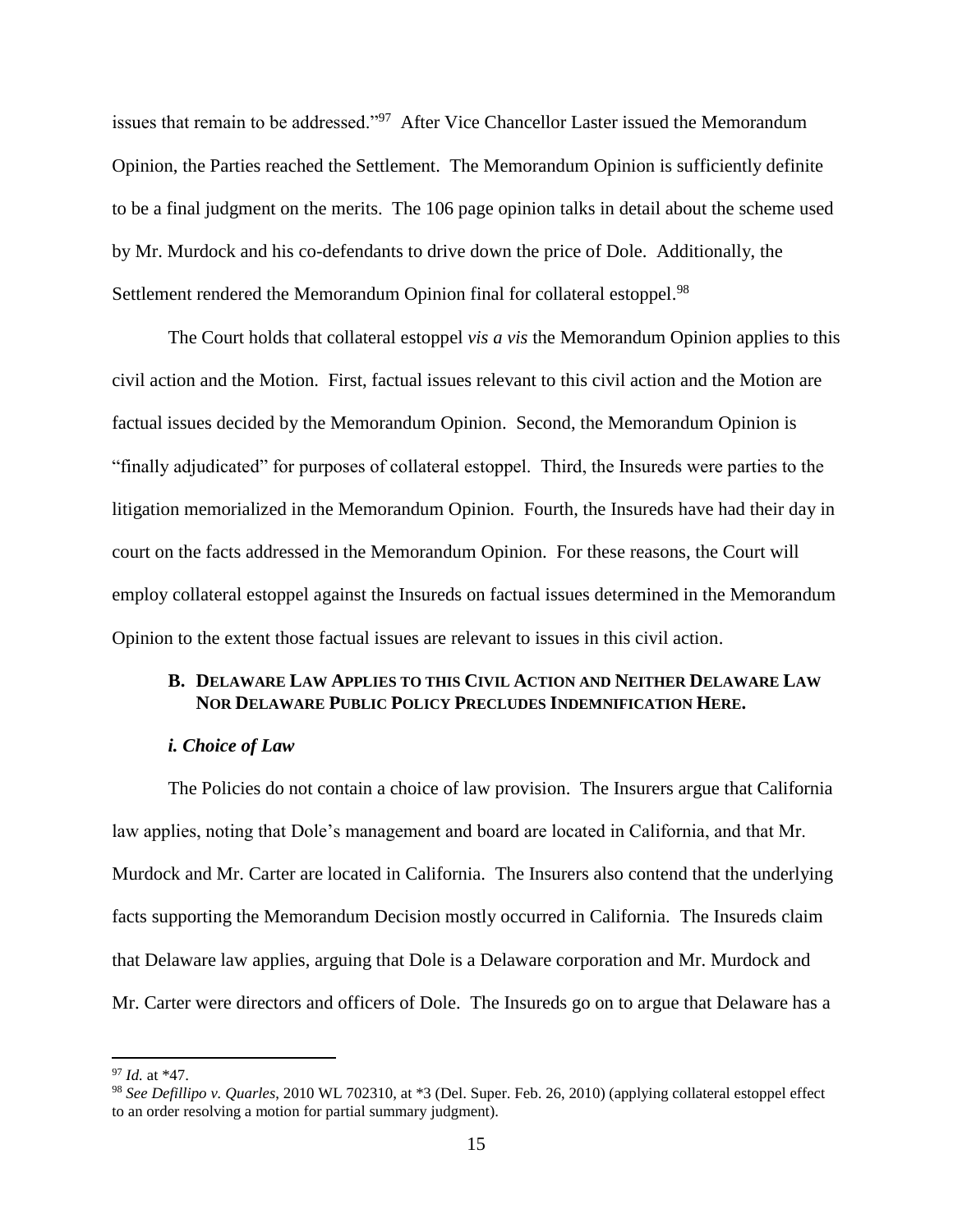issues that remain to be addressed."[97] After Vice Chancellor Laster issued the Memorandum Opinion, the Parties reached the Settlement. The Memorandum Opinion is sufficiently definite to be a final judgment on the merits. The 106 page opinion talks in detail about the scheme used by Mr. Murdock and his co-defendants to drive down the price of Dole. Additionally, the Settlement rendered the Memorandum Opinion final for collateral estoppel.[98]

The Court holds that collateral estoppel *vis a vis* the Memorandum Opinion applies to this civil action and the Motion. First, factual issues relevant to this civil action and the Motion are factual issues decided by the Memorandum Opinion. Second, the Memorandum Opinion is "finally adjudicated" for purposes of collateral estoppel. Third, the Insureds were parties to the litigation memorialized in the Memorandum Opinion. Fourth, the Insureds have had their day in court on the facts addressed in the Memorandum Opinion. For these reasons, the Court will employ collateral estoppel against the Insureds on factual issues determined in the Memorandum Opinion to the extent those factual issues are relevant to issues in this civil action.

### B. Delaware Law Applies to this Civil Action and Neither Delaware Law Nor Delaware Public Policy Precludes Indemnification Here.

#### *i. Choice of Law*

The Policies do not contain a choice of law provision. The Insurers argue that California law applies, noting that Dole's management and board are located in California, and that Mr. Murdock and Mr. Carter are located in California. The Insurers also contend that the underlying facts supporting the Memorandum Decision mostly occurred in California. The Insureds claim that Delaware law applies, arguing that Dole is a Delaware corporation and Mr. Murdock and Mr. Carter were directors and officers of Dole. The Insureds go on to argue that Delaware has a

---

[97] *Id.* at *47.

[98] *See Defillipo v. Quarles*, 2010 WL 702310, at *3 (Del. Super. Feb. 26, 2010) (applying collateral estoppel effect to an order resolving a motion for partial summary judgment).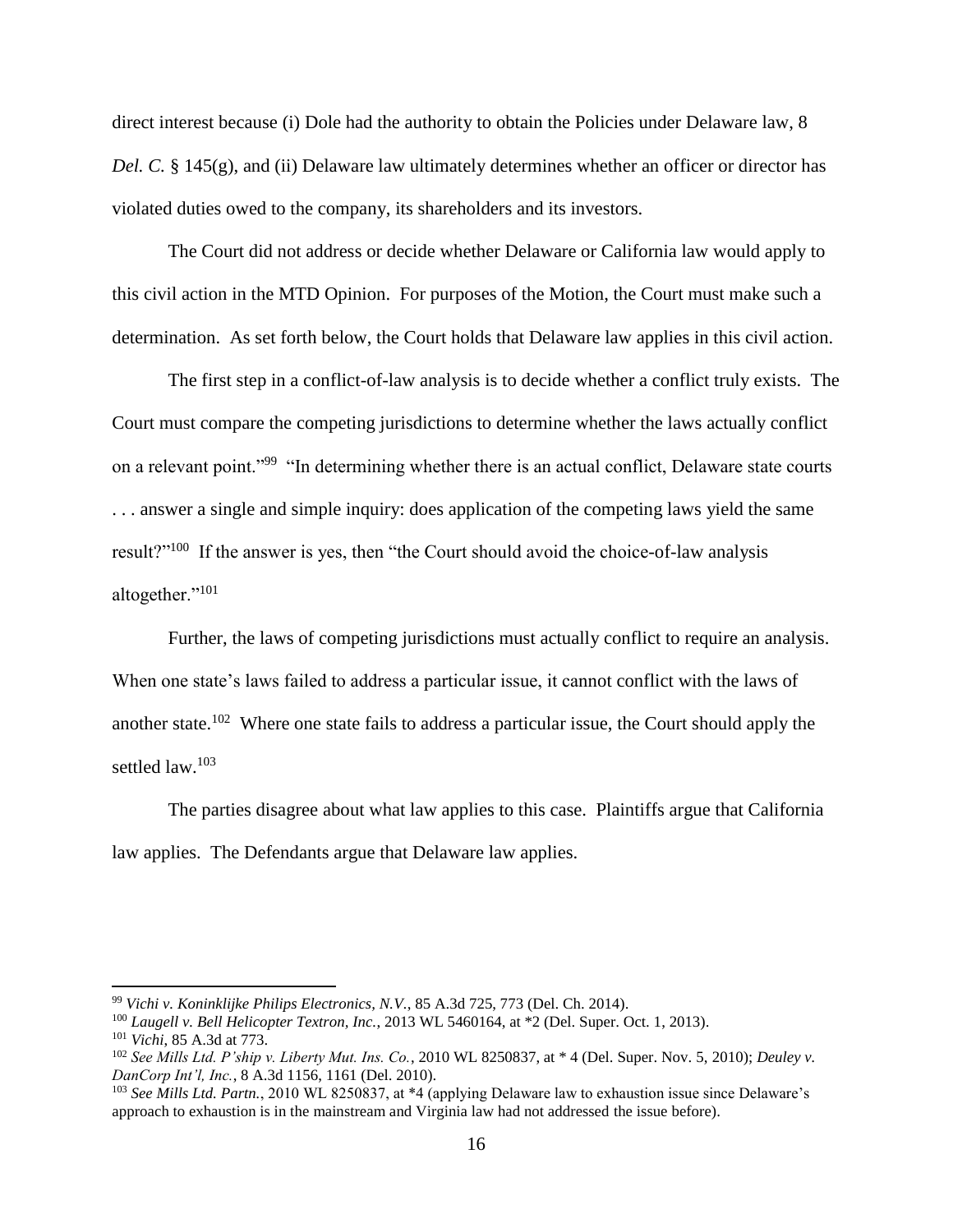direct interest because (i) Dole had the authority to obtain the Policies under Delaware law, 8 *Del. C.* § 145(g), and (ii) Delaware law ultimately determines whether an officer or director has violated duties owed to the company, its shareholders and its investors.

The Court did not address or decide whether Delaware or California law would apply to this civil action in the MTD Opinion. For purposes of the Motion, the Court must make such a determination. As set forth below, the Court holds that Delaware law applies in this civil action.

The first step in a conflict-of-law analysis is to decide whether a conflict truly exists. The Court must compare the competing jurisdictions to determine whether the laws actually conflict on a relevant point."[99] "In determining whether there is an actual conflict, Delaware state courts . . . answer a single and simple inquiry: does application of the competing laws yield the same result?"[100] If the answer is yes, then "the Court should avoid the choice-of-law analysis altogether."[101]

Further, the laws of competing jurisdictions must actually conflict to require an analysis. When one state's laws failed to address a particular issue, it cannot conflict with the laws of another state.[102] Where one state fails to address a particular issue, the Court should apply the settled law.[103]

The parties disagree about what law applies to this case. Plaintiffs argue that California law applies. The Defendants argue that Delaware law applies.

---

[99] *Vichi v. Koninklijke Philips Electronics, N.V.*, 85 A.3d 725, 773 (Del. Ch. 2014).

[100] *Laugell v. Bell Helicopter Textron, Inc.*, 2013 WL 5460164, at *2 (Del. Super. Oct. 1, 2013).

[101] *Vichi*, 85 A.3d at 773.

[102] *See Mills Ltd. P'ship v. Liberty Mut. Ins. Co.*, 2010 WL 8250837, at * 4 (Del. Super. Nov. 5, 2010); *Deuley v. DanCorp Int'l, Inc.*, 8 A.3d 1156, 1161 (Del. 2010).

[103] *See Mills Ltd. Partn.*, 2010 WL 8250837, at *4 (applying Delaware law to exhaustion issue since Delaware's approach to exhaustion is in the mainstream and Virginia law had not addressed the issue before).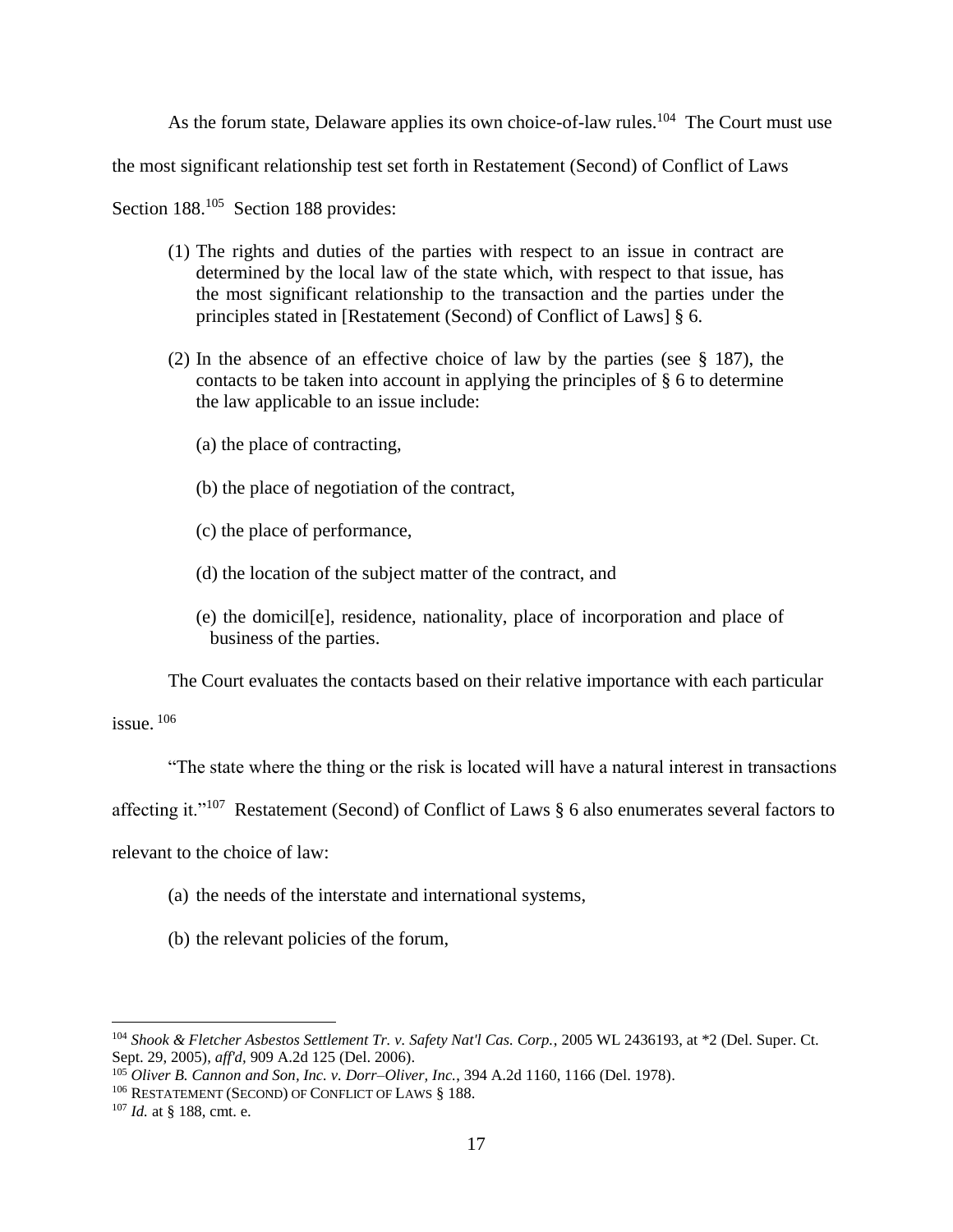As the forum state, Delaware applies its own choice-of-law rules.[104] The Court must use the most significant relationship test set forth in Restatement (Second) of Conflict of Laws Section 188.[105] Section 188 provides:

> (1) The rights and duties of the parties with respect to an issue in contract are determined by the local law of the state which, with respect to that issue, has the most significant relationship to the transaction and the parties under the principles stated in [Restatement (Second) of Conflict of Laws] § 6.
>
> (2) In the absence of an effective choice of law by the parties (see § 187), the contacts to be taken into account in applying the principles of § 6 to determine the law applicable to an issue include:
>
> (a) the place of contracting,
>
> (b) the place of negotiation of the contract,
>
> (c) the place of performance,
>
> (d) the location of the subject matter of the contract, and
>
> (e) the domicil[e], residence, nationality, place of incorporation and place of business of the parties.

The Court evaluates the contacts based on their relative importance with each particular issue.[106]

"The state where the thing or the risk is located will have a natural interest in transactions affecting it."[107] Restatement (Second) of Conflict of Laws § 6 also enumerates several factors to relevant to the choice of law:

> (a) the needs of the interstate and international systems,
>
> (b) the relevant policies of the forum,

---

[104] *Shook & Fletcher Asbestos Settlement Tr. v. Safety Nat'l Cas. Corp.*, 2005 WL 2436193, at *2 (Del. Super. Ct. Sept. 29, 2005), *aff'd*, 909 A.2d 125 (Del. 2006).

[105] *Oliver B. Cannon and Son, Inc. v. Dorr–Oliver, Inc.*, 394 A.2d 1160, 1166 (Del. 1978).

[106] RESTATEMENT (SECOND) OF CONFLICT OF LAWS § 188.

[107] *Id.* at § 188, cmt. e.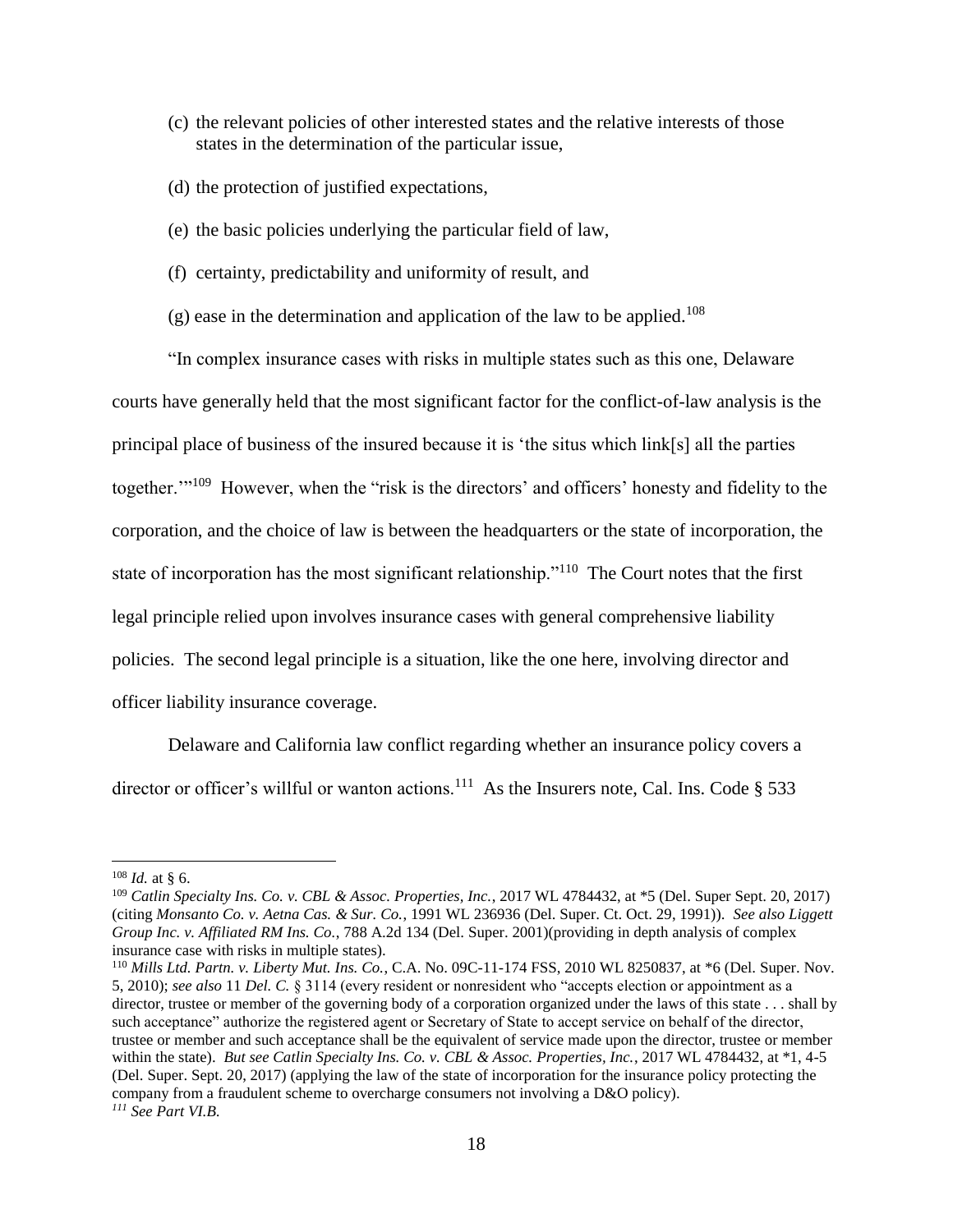(c) the relevant policies of other interested states and the relative interests of those states in the determination of the particular issue,

(d) the protection of justified expectations,

(e) the basic policies underlying the particular field of law,

(f) certainty, predictability and uniformity of result, and

(g) ease in the determination and application of the law to be applied.[108]

"In complex insurance cases with risks in multiple states such as this one, Delaware courts have generally held that the most significant factor for the conflict-of-law analysis is the principal place of business of the insured because it is 'the situs which link[s] all the parties together.'"[109] However, when the "risk is the directors' and officers' honesty and fidelity to the corporation, and the choice of law is between the headquarters or the state of incorporation, the state of incorporation has the most significant relationship."[110] The Court notes that the first legal principle relied upon involves insurance cases with general comprehensive liability policies. The second legal principle is a situation, like the one here, involving director and officer liability insurance coverage.

Delaware and California law conflict regarding whether an insurance policy covers a director or officer's willful or wanton actions.[111] As the Insurers note, Cal. Ins. Code § 533

---

[108] *Id.* at § 6.

[109] *Catlin Specialty Ins. Co. v. CBL & Assoc. Properties, Inc.*, 2017 WL 4784432, at *5 (Del. Super Sept. 20, 2017) (citing *Monsanto Co. v. Aetna Cas. & Sur. Co.*, 1991 WL 236936 (Del. Super. Ct. Oct. 29, 1991)). *See also Liggett Group Inc. v. Affiliated RM Ins. Co.*, 788 A.2d 134 (Del. Super. 2001)(providing in depth analysis of complex insurance case with risks in multiple states).

[110] *Mills Ltd. Partn. v. Liberty Mut. Ins. Co.*, C.A. No. 09C-11-174 FSS, 2010 WL 8250837, at *6 (Del. Super. Nov. 5, 2010); *see also* 11 *Del. C.* § 3114 (every resident or nonresident who "accepts election or appointment as a director, trustee or member of the governing body of a corporation organized under the laws of this state . . . shall by such acceptance" authorize the registered agent or Secretary of State to accept service on behalf of the director, trustee or member and such acceptance shall be the equivalent of service made upon the director, trustee or member within the state). *But see Catlin Specialty Ins. Co. v. CBL & Assoc. Properties, Inc.*, 2017 WL 4784432, at *1, 4-5 (Del. Super. Sept. 20, 2017) (applying the law of the state of incorporation for the insurance policy protecting the company from a fraudulent scheme to overcharge consumers not involving a D&O policy).

[111] *See Part VI.B.*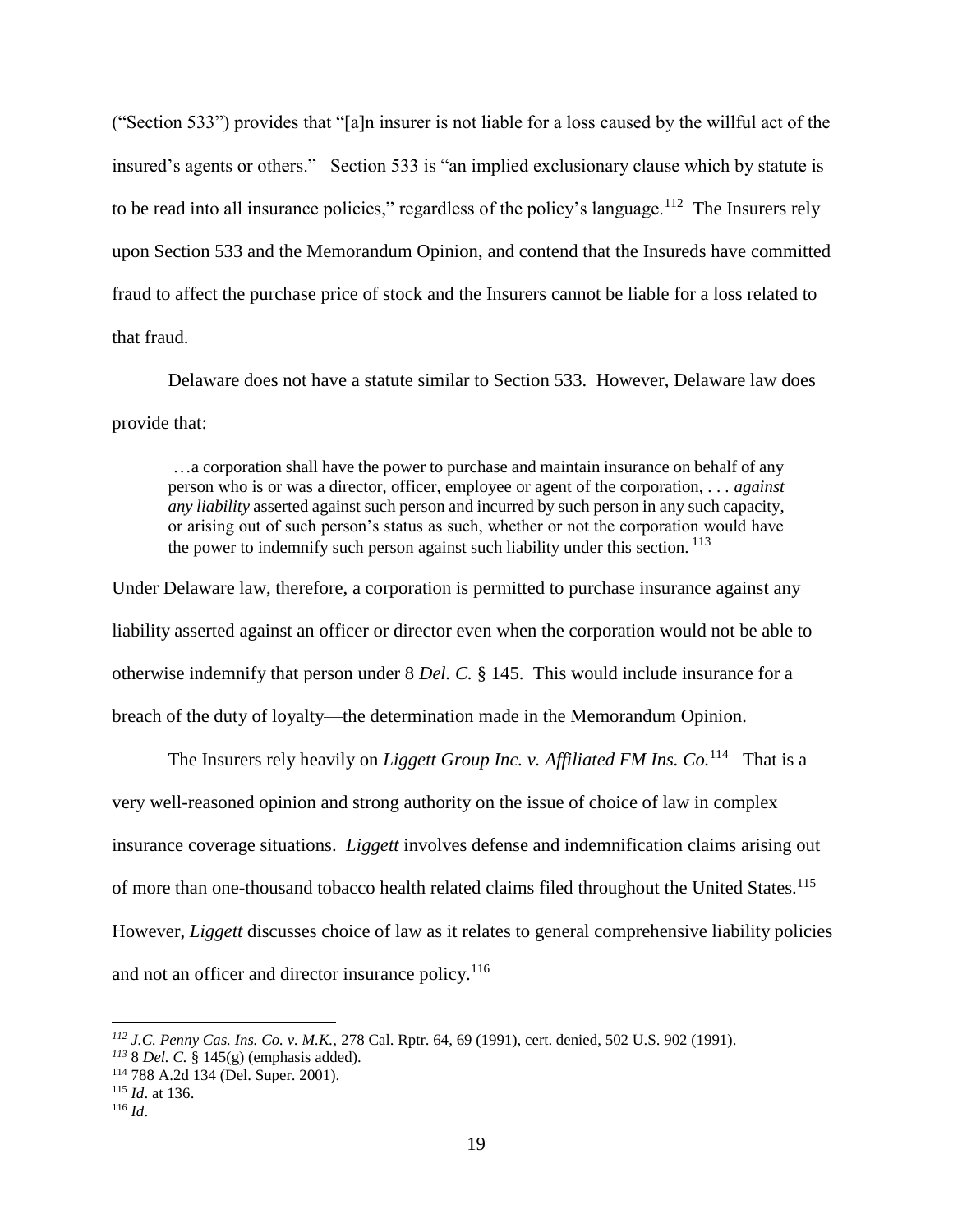("Section 533") provides that "[a]n insurer is not liable for a loss caused by the willful act of the insured's agents or others." Section 533 is "an implied exclusionary clause which by statute is to be read into all insurance policies," regardless of the policy's language.[112] The Insurers rely upon Section 533 and the Memorandum Opinion, and contend that the Insureds have committed fraud to affect the purchase price of stock and the Insurers cannot be liable for a loss related to that fraud.

Delaware does not have a statute similar to Section 533. However, Delaware law does provide that:

> …a corporation shall have the power to purchase and maintain insurance on behalf of any person who is or was a director, officer, employee or agent of the corporation, . . . *against any liability* asserted against such person and incurred by such person in any such capacity, or arising out of such person's status as such, whether or not the corporation would have the power to indemnify such person against such liability under this section. [113]

Under Delaware law, therefore, a corporation is permitted to purchase insurance against any liability asserted against an officer or director even when the corporation would not be able to otherwise indemnify that person under 8 *Del. C.* § 145. This would include insurance for a breach of the duty of loyalty—the determination made in the Memorandum Opinion.

The Insurers rely heavily on *Liggett Group Inc. v. Affiliated FM Ins. Co.*[114] That is a very well-reasoned opinion and strong authority on the issue of choice of law in complex insurance coverage situations. *Liggett* involves defense and indemnification claims arising out of more than one-thousand tobacco health related claims filed throughout the United States.[115] However, *Liggett* discusses choice of law as it relates to general comprehensive liability policies and not an officer and director insurance policy.[116]

---

[112] *J.C. Penny Cas. Ins. Co. v. M.K.,* 278 Cal. Rptr. 64, 69 (1991), cert. denied, 502 U.S. 902 (1991).

[113] 8 *Del. C.* § 145(g) (emphasis added).

[114] 788 A.2d 134 (Del. Super. 2001).

[115] *Id*. at 136.

[116] *Id*.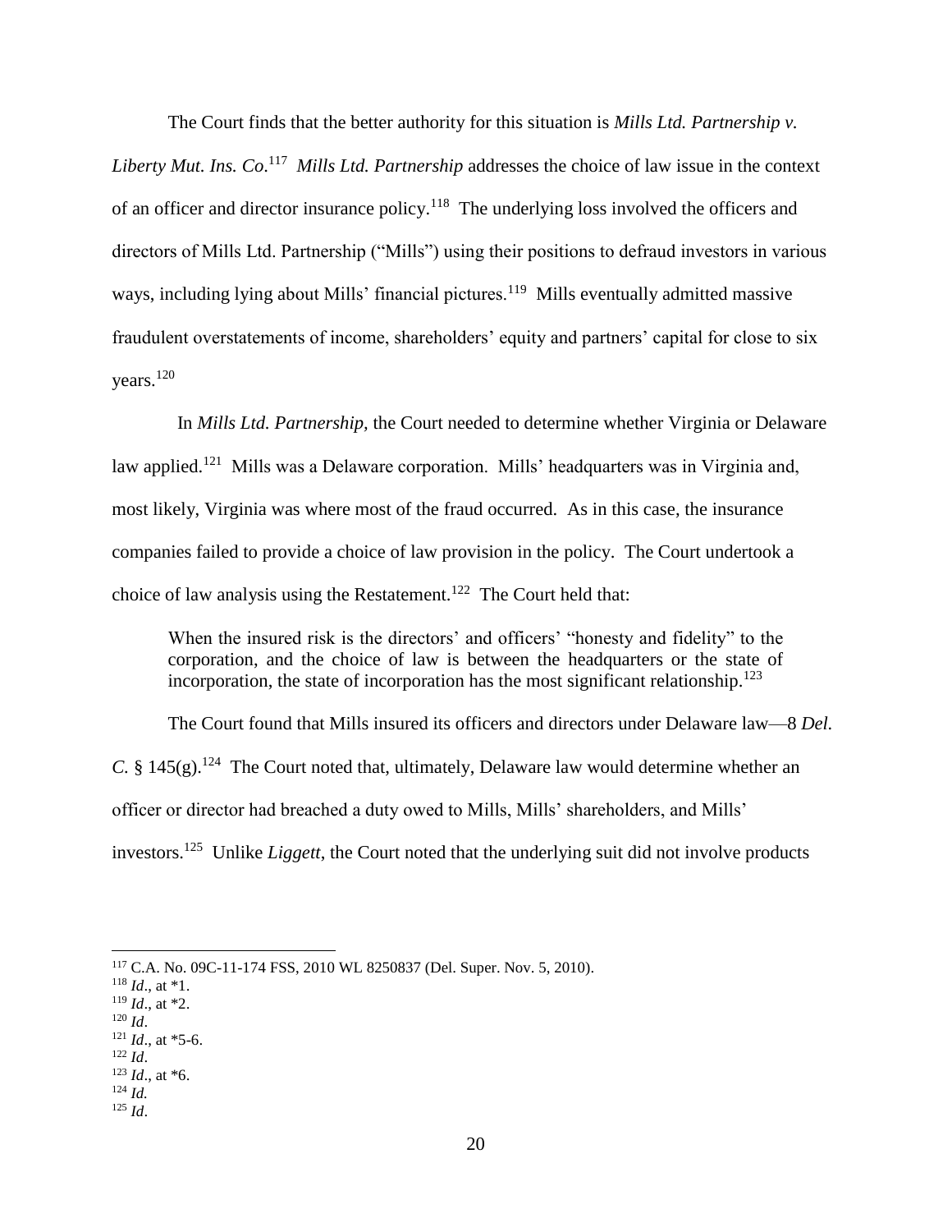The Court finds that the better authority for this situation is *Mills Ltd. Partnership v. Liberty Mut. Ins. Co*.[117] *Mills Ltd. Partnership* addresses the choice of law issue in the context of an officer and director insurance policy.[118] The underlying loss involved the officers and directors of Mills Ltd. Partnership ("Mills") using their positions to defraud investors in various ways, including lying about Mills' financial pictures.[119] Mills eventually admitted massive fraudulent overstatements of income, shareholders' equity and partners' capital for close to six years.[120]

In *Mills Ltd. Partnership,* the Court needed to determine whether Virginia or Delaware law applied.[121] Mills was a Delaware corporation. Mills' headquarters was in Virginia and, most likely, Virginia was where most of the fraud occurred. As in this case, the insurance companies failed to provide a choice of law provision in the policy. The Court undertook a choice of law analysis using the Restatement.[122] The Court held that:

> When the insured risk is the directors' and officers' "honesty and fidelity" to the corporation, and the choice of law is between the headquarters or the state of incorporation, the state of incorporation has the most significant relationship.[123]

The Court found that Mills insured its officers and directors under Delaware law—8 *Del. C.* § 145(g).[124] The Court noted that, ultimately, Delaware law would determine whether an officer or director had breached a duty owed to Mills, Mills' shareholders, and Mills' investors.[125] Unlike *Liggett*, the Court noted that the underlying suit did not involve products

---

[117] C.A. No. 09C-11-174 FSS, 2010 WL 8250837 (Del. Super. Nov. 5, 2010).
[118] *Id*., at *1.
[119] *Id*., at *2.
[120] *Id*.
[121] *Id*., at *5-6.
[122] *Id*.
[123] *Id*., at *6.
[124] *Id.*
[125] *Id*.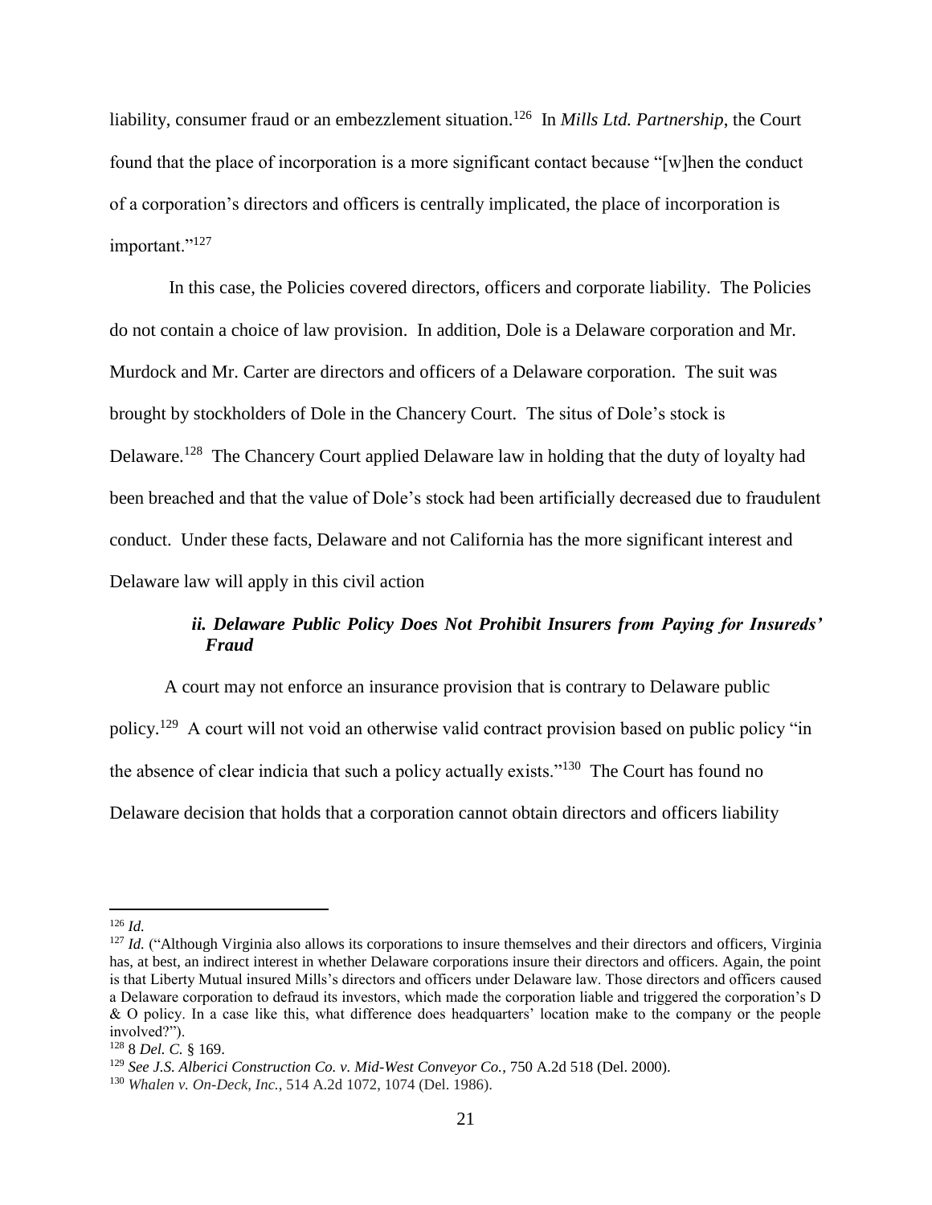liability, consumer fraud or an embezzlement situation.[126] In *Mills Ltd. Partnership*, the Court found that the place of incorporation is a more significant contact because "[w]hen the conduct of a corporation's directors and officers is centrally implicated, the place of incorporation is important."[127]

In this case, the Policies covered directors, officers and corporate liability. The Policies do not contain a choice of law provision. In addition, Dole is a Delaware corporation and Mr. Murdock and Mr. Carter are directors and officers of a Delaware corporation. The suit was brought by stockholders of Dole in the Chancery Court. The situs of Dole's stock is Delaware.[128] The Chancery Court applied Delaware law in holding that the duty of loyalty had been breached and that the value of Dole's stock had been artificially decreased due to fraudulent conduct. Under these facts, Delaware and not California has the more significant interest and Delaware law will apply in this civil action

#### *ii. Delaware Public Policy Does Not Prohibit Insurers from Paying for Insureds' Fraud*

A court may not enforce an insurance provision that is contrary to Delaware public policy.[129] A court will not void an otherwise valid contract provision based on public policy "in the absence of clear indicia that such a policy actually exists."[130] The Court has found no Delaware decision that holds that a corporation cannot obtain directors and officers liability

---

[126] *Id.*

[127] *Id.* ("Although Virginia also allows its corporations to insure themselves and their directors and officers, Virginia has, at best, an indirect interest in whether Delaware corporations insure their directors and officers. Again, the point is that Liberty Mutual insured Mills's directors and officers under Delaware law. Those directors and officers caused a Delaware corporation to defraud its investors, which made the corporation liable and triggered the corporation's D & O policy. In a case like this, what difference does headquarters' location make to the company or the people involved?").

[128] 8 *Del. C.* § 169.

[129] *See J.S. Alberici Construction Co. v. Mid-West Conveyor Co.*, 750 A.2d 518 (Del. 2000).

[130] *Whalen v. On-Deck, Inc.*, 514 A.2d 1072, 1074 (Del. 1986).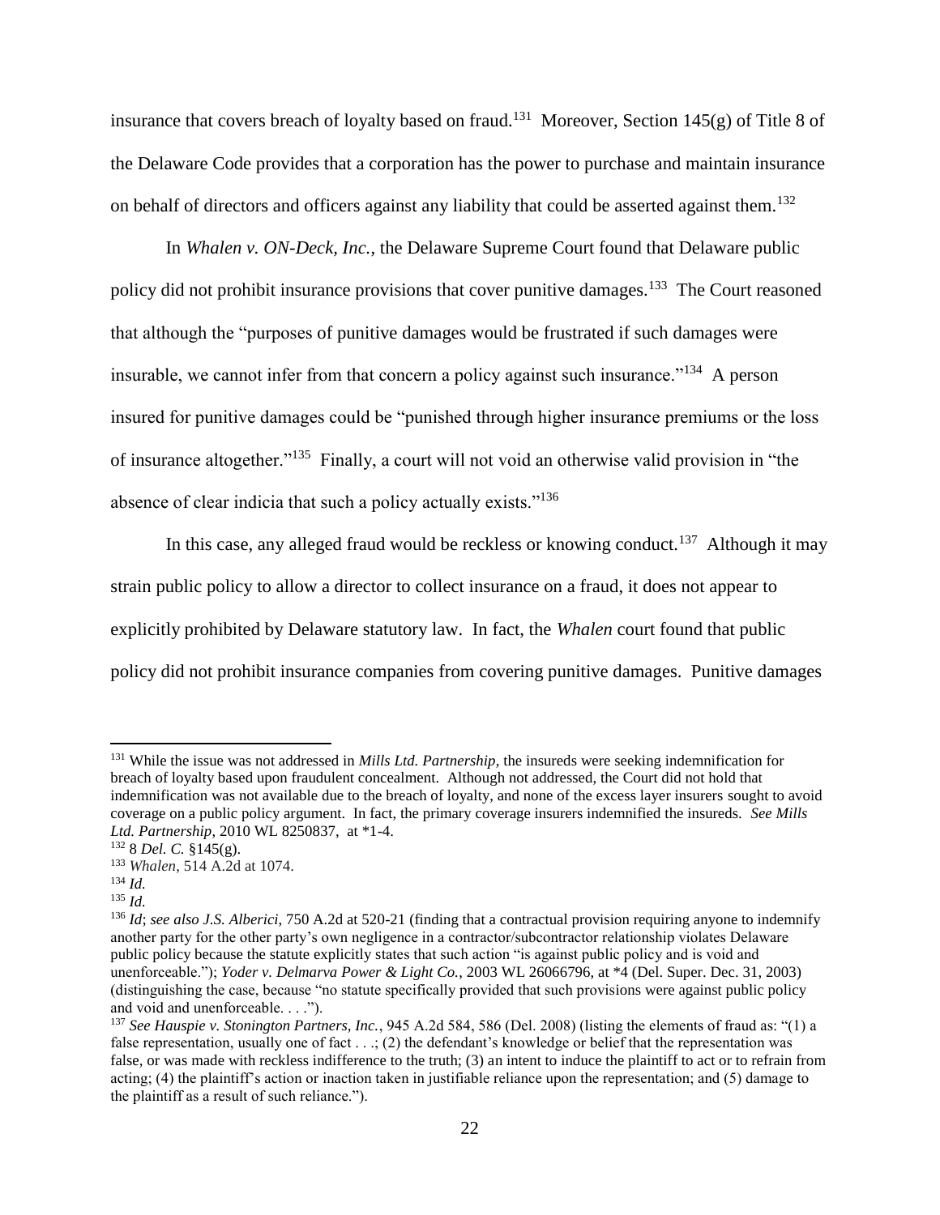insurance that covers breach of loyalty based on fraud.[131] Moreover, Section 145(g) of Title 8 of the Delaware Code provides that a corporation has the power to purchase and maintain insurance on behalf of directors and officers against any liability that could be asserted against them.[132]

In *Whalen v. ON-Deck, Inc.*, the Delaware Supreme Court found that Delaware public policy did not prohibit insurance provisions that cover punitive damages.[133] The Court reasoned that although the "purposes of punitive damages would be frustrated if such damages were insurable, we cannot infer from that concern a policy against such insurance."[134] A person insured for punitive damages could be "punished through higher insurance premiums or the loss of insurance altogether."[135] Finally, a court will not void an otherwise valid provision in "the absence of clear indicia that such a policy actually exists."[136]

In this case, any alleged fraud would be reckless or knowing conduct.[137] Although it may strain public policy to allow a director to collect insurance on a fraud, it does not appear to explicitly prohibited by Delaware statutory law. In fact, the *Whalen* court found that public policy did not prohibit insurance companies from covering punitive damages. Punitive damages

---

[131] While the issue was not addressed in *Mills Ltd. Partnership*, the insureds were seeking indemnification for breach of loyalty based upon fraudulent concealment. Although not addressed, the Court did not hold that indemnification was not available due to the breach of loyalty, and none of the excess layer insurers sought to avoid coverage on a public policy argument. In fact, the primary coverage insurers indemnified the insureds. *See Mills Ltd. Partnership*, 2010 WL 8250837, at *1-4.

[132] 8 *Del. C.* §145(g).

[133] *Whalen*, 514 A.2d at 1074.

[134] *Id.*

[135] *Id.*

[136] *Id*; *see also J.S. Alberici*, 750 A.2d at 520-21 (finding that a contractual provision requiring anyone to indemnify another party for the other party's own negligence in a contractor/subcontractor relationship violates Delaware public policy because the statute explicitly states that such action "is against public policy and is void and unenforceable."); *Yoder v. Delmarva Power & Light Co.*, 2003 WL 26066796, at *4 (Del. Super. Dec. 31, 2003) (distinguishing the case, because "no statute specifically provided that such provisions were against public policy and void and unenforceable. . . .").

[137] *See Hauspie v. Stonington Partners, Inc.*, 945 A.2d 584, 586 (Del. 2008) (listing the elements of fraud as: "(1) a false representation, usually one of fact . . .; (2) the defendant's knowledge or belief that the representation was false, or was made with reckless indifference to the truth; (3) an intent to induce the plaintiff to act or to refrain from acting; (4) the plaintiff's action or inaction taken in justifiable reliance upon the representation; and (5) damage to the plaintiff as a result of such reliance.").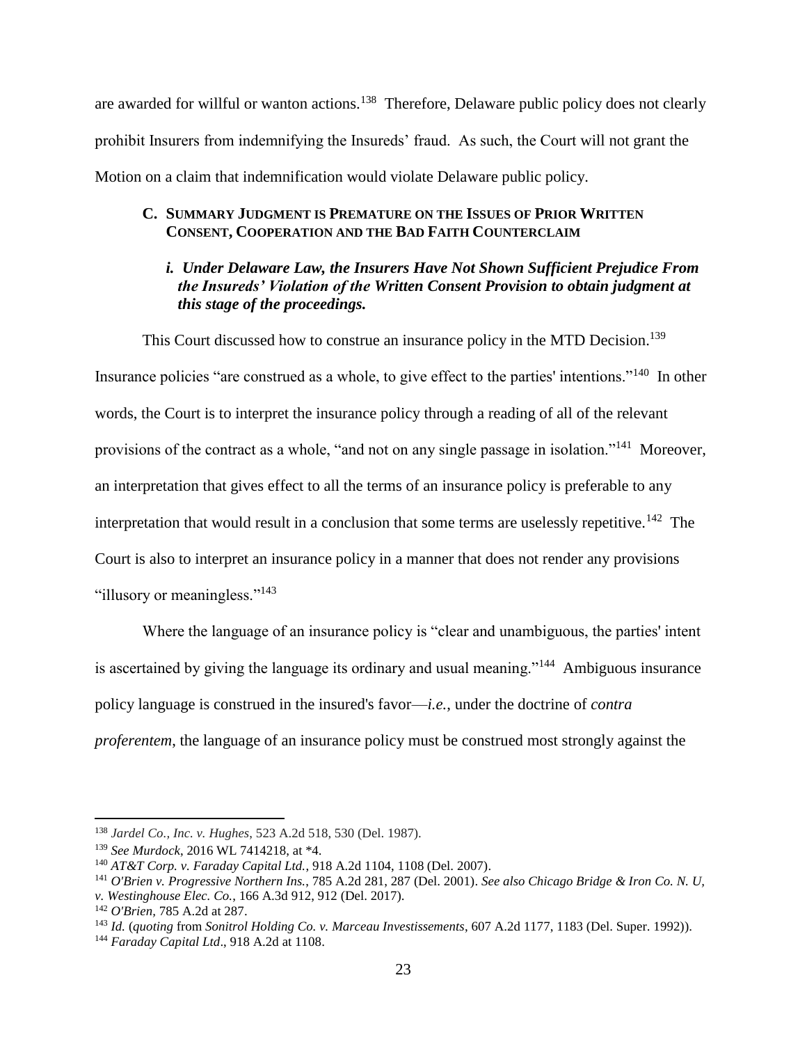are awarded for willful or wanton actions.[138] Therefore, Delaware public policy does not clearly prohibit Insurers from indemnifying the Insureds' fraud. As such, the Court will not grant the Motion on a claim that indemnification would violate Delaware public policy.

### C. SUMMARY JUDGMENT IS PREMATURE ON THE ISSUES OF PRIOR WRITTEN CONSENT, COOPERATION AND THE BAD FAITH COUNTERCLAIM

#### *i. Under Delaware Law, the Insurers Have Not Shown Sufficient Prejudice From the Insureds' Violation of the Written Consent Provision to obtain judgment at this stage of the proceedings.*

This Court discussed how to construe an insurance policy in the MTD Decision.[139] Insurance policies "are construed as a whole, to give effect to the parties' intentions."[140] In other words, the Court is to interpret the insurance policy through a reading of all of the relevant provisions of the contract as a whole, "and not on any single passage in isolation."[141] Moreover, an interpretation that gives effect to all the terms of an insurance policy is preferable to any interpretation that would result in a conclusion that some terms are uselessly repetitive.[142] The Court is also to interpret an insurance policy in a manner that does not render any provisions "illusory or meaningless."[143]

Where the language of an insurance policy is "clear and unambiguous, the parties' intent is ascertained by giving the language its ordinary and usual meaning."[144] Ambiguous insurance policy language is construed in the insured's favor—*i.e.*, under the doctrine of *contra proferentem*, the language of an insurance policy must be construed most strongly against the

---

[138] *Jardel Co., Inc. v. Hughes*, 523 A.2d 518, 530 (Del. 1987).

[139] *See Murdock*, 2016 WL 7414218, at *4.

[140] *AT&T Corp. v. Faraday Capital Ltd.*, 918 A.2d 1104, 1108 (Del. 2007).

[141] *O'Brien v. Progressive Northern Ins.*, 785 A.2d 281, 287 (Del. 2001). *See also Chicago Bridge & Iron Co. N. U, v. Westinghouse Elec. Co.*, 166 A.3d 912, 912 (Del. 2017).

[142] *O'Brien*, 785 A.2d at 287.

[143] *Id.* (*quoting* from *Sonitrol Holding Co. v. Marceau Investissements*, 607 A.2d 1177, 1183 (Del. Super. 1992)).

[144] *Faraday Capital Ltd*., 918 A.2d at 1108.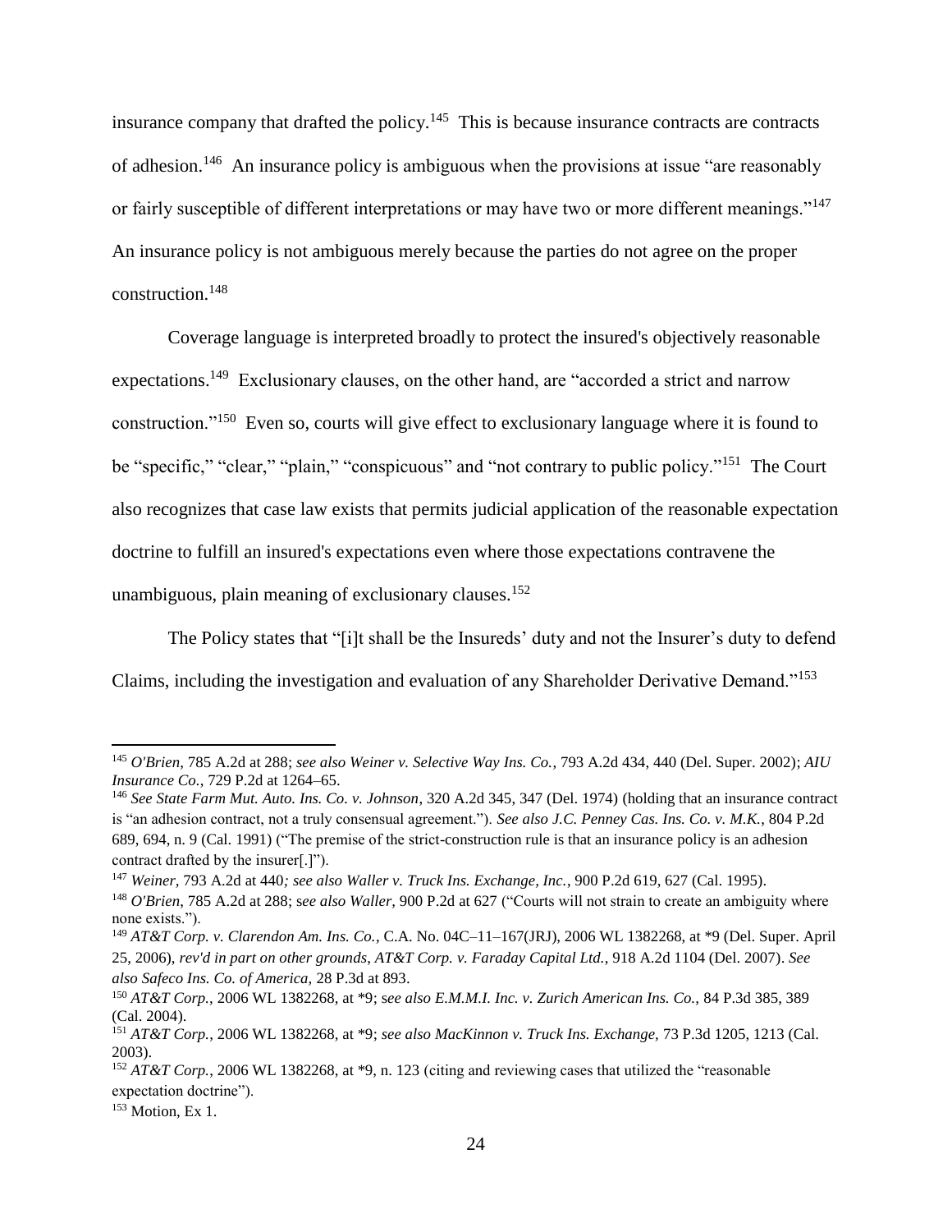insurance company that drafted the policy.[145] This is because insurance contracts are contracts of adhesion.[146] An insurance policy is ambiguous when the provisions at issue "are reasonably or fairly susceptible of different interpretations or may have two or more different meanings."[147] An insurance policy is not ambiguous merely because the parties do not agree on the proper construction.[148]

Coverage language is interpreted broadly to protect the insured's objectively reasonable expectations.[149] Exclusionary clauses, on the other hand, are "accorded a strict and narrow construction."[150] Even so, courts will give effect to exclusionary language where it is found to be "specific," "clear," "plain," "conspicuous" and "not contrary to public policy."[151] The Court also recognizes that case law exists that permits judicial application of the reasonable expectation doctrine to fulfill an insured's expectations even where those expectations contravene the unambiguous, plain meaning of exclusionary clauses.[152]

The Policy states that "[i]t shall be the Insureds' duty and not the Insurer's duty to defend Claims, including the investigation and evaluation of any Shareholder Derivative Demand."[153]

---

[145] *O'Brien*, 785 A.2d at 288; *see also Weiner v. Selective Way Ins. Co.*, 793 A.2d 434, 440 (Del. Super. 2002); *AIU Insurance Co*., 729 P.2d at 1264–65.

[146] *See State Farm Mut. Auto. Ins. Co. v. Johnson*, 320 A.2d 345, 347 (Del. 1974) (holding that an insurance contract is "an adhesion contract, not a truly consensual agreement."). *See also J.C. Penney Cas. Ins. Co. v. M.K.*, 804 P.2d 689, 694, n. 9 (Cal. 1991) ("The premise of the strict-construction rule is that an insurance policy is an adhesion contract drafted by the insurer[.]").

[147] *Weiner*, 793 A.2d at 440*; see also Waller v. Truck Ins. Exchange, Inc.*, 900 P.2d 619, 627 (Cal. 1995).

[148] *O'Brien*, 785 A.2d at 288; *see also Waller,* 900 P.2d at 627 ("Courts will not strain to create an ambiguity where none exists.").

[149] *AT&T Corp. v. Clarendon Am. Ins. Co.*, C.A. No. 04C–11–167(JRJ), 2006 WL 1382268, at *9 (Del. Super. April 25, 2006), *rev'd in part on other grounds, AT&T Corp. v. Faraday Capital Ltd.*, 918 A.2d 1104 (Del. 2007). *See also Safeco Ins. Co. of America,* 28 P.3d at 893.

[150] *AT&T Corp.,* 2006 WL 1382268, at *9; *see also E.M.M.I. Inc. v. Zurich American Ins. Co.,* 84 P.3d 385, 389 (Cal. 2004).

[151] *AT&T Corp.*, 2006 WL 1382268, at *9; *see also MacKinnon v. Truck Ins. Exchange,* 73 P.3d 1205, 1213 (Cal. 2003).

[152] *AT&T Corp.*, 2006 WL 1382268, at *9, n. 123 (citing and reviewing cases that utilized the "reasonable expectation doctrine").

[153] Motion, Ex 1.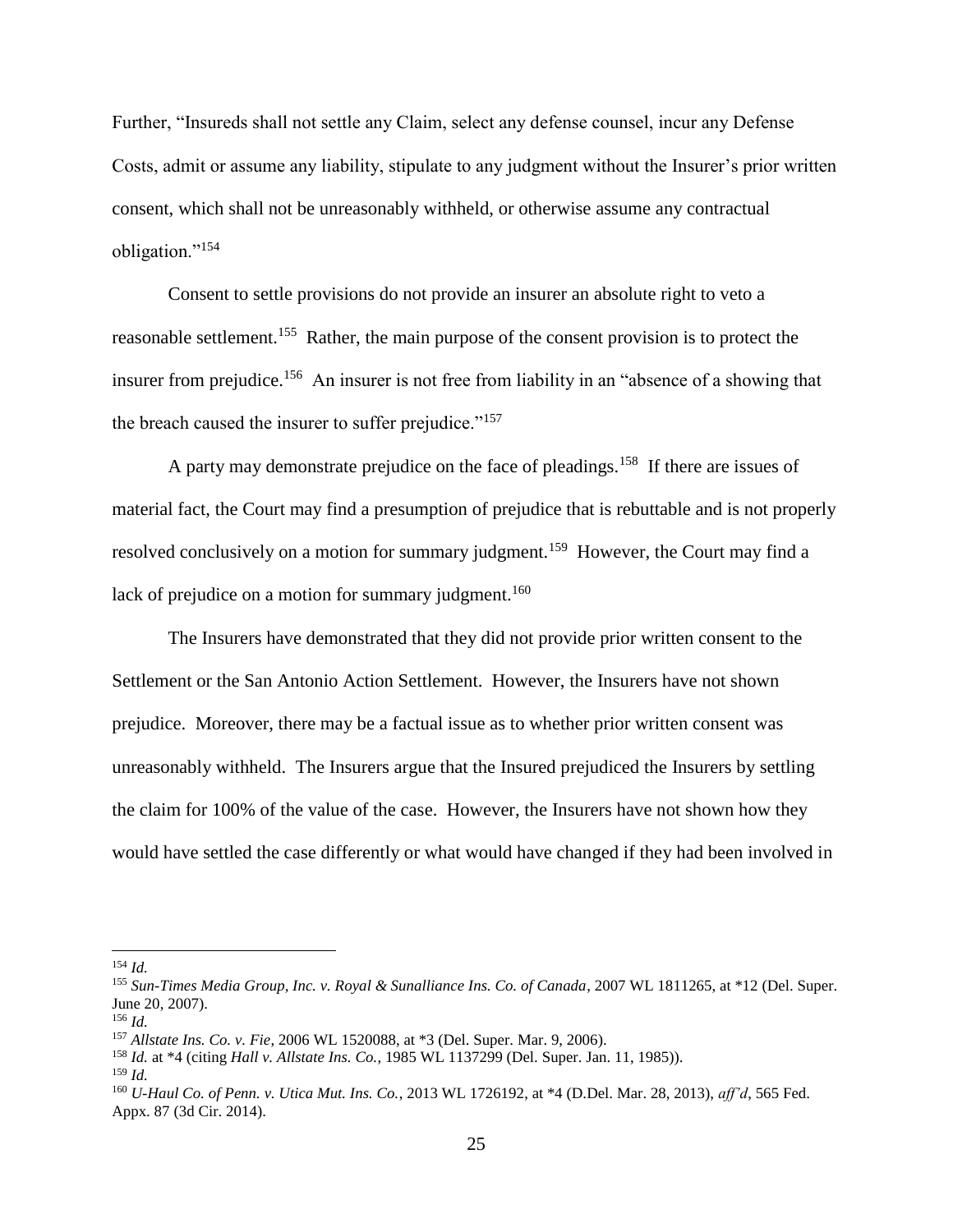Further, "Insureds shall not settle any Claim, select any defense counsel, incur any Defense Costs, admit or assume any liability, stipulate to any judgment without the Insurer's prior written consent, which shall not be unreasonably withheld, or otherwise assume any contractual obligation."[154]

Consent to settle provisions do not provide an insurer an absolute right to veto a reasonable settlement.[155] Rather, the main purpose of the consent provision is to protect the insurer from prejudice.[156] An insurer is not free from liability in an "absence of a showing that the breach caused the insurer to suffer prejudice."[157]

A party may demonstrate prejudice on the face of pleadings.[158] If there are issues of material fact, the Court may find a presumption of prejudice that is rebuttable and is not properly resolved conclusively on a motion for summary judgment.[159] However, the Court may find a lack of prejudice on a motion for summary judgment.[160]

The Insurers have demonstrated that they did not provide prior written consent to the Settlement or the San Antonio Action Settlement. However, the Insurers have not shown prejudice. Moreover, there may be a factual issue as to whether prior written consent was unreasonably withheld. The Insurers argue that the Insured prejudiced the Insurers by settling the claim for 100% of the value of the case. However, the Insurers have not shown how they would have settled the case differently or what would have changed if they had been involved in

---

[154] *Id.*

[155] *Sun-Times Media Group, Inc. v. Royal & Sunalliance Ins. Co. of Canada*, 2007 WL 1811265, at *12 (Del. Super. June 20, 2007).

[156] *Id.*

[157] *Allstate Ins. Co. v. Fie*, 2006 WL 1520088, at *3 (Del. Super. Mar. 9, 2006).

[158] *Id.* at *4 (citing *Hall v. Allstate Ins. Co.*, 1985 WL 1137299 (Del. Super. Jan. 11, 1985)).

[159] *Id.*

[160] *U-Haul Co. of Penn. v. Utica Mut. Ins. Co.*, 2013 WL 1726192, at *4 (D.Del. Mar. 28, 2013), *aff'd*, 565 Fed. Appx. 87 (3d Cir. 2014).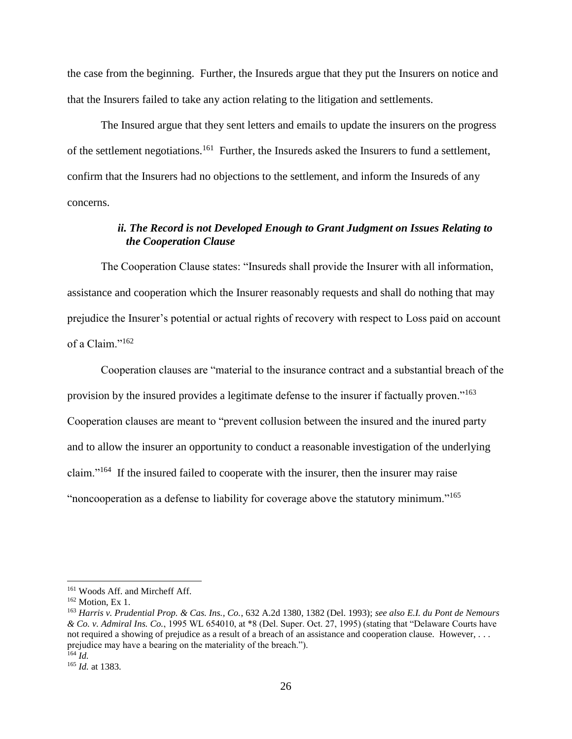the case from the beginning. Further, the Insureds argue that they put the Insurers on notice and that the Insurers failed to take any action relating to the litigation and settlements.

The Insured argue that they sent letters and emails to update the insurers on the progress of the settlement negotiations.[161] Further, the Insureds asked the Insurers to fund a settlement, confirm that the Insurers had no objections to the settlement, and inform the Insureds of any concerns.

#### *ii. The Record is not Developed Enough to Grant Judgment on Issues Relating to the Cooperation Clause*

The Cooperation Clause states: "Insureds shall provide the Insurer with all information, assistance and cooperation which the Insurer reasonably requests and shall do nothing that may prejudice the Insurer's potential or actual rights of recovery with respect to Loss paid on account of a Claim."[162]

Cooperation clauses are "material to the insurance contract and a substantial breach of the provision by the insured provides a legitimate defense to the insurer if factually proven."[163] Cooperation clauses are meant to "prevent collusion between the insured and the inured party and to allow the insurer an opportunity to conduct a reasonable investigation of the underlying claim."[164] If the insured failed to cooperate with the insurer, then the insurer may raise "noncooperation as a defense to liability for coverage above the statutory minimum."[165]

---

[161] Woods Aff. and Mircheff Aff.

[162] Motion, Ex 1.

[163] *Harris v. Prudential Prop. & Cas. Ins., Co.*, 632 A.2d 1380, 1382 (Del. 1993); *see also E.I. du Pont de Nemours & Co. v. Admiral Ins. Co.*, 1995 WL 654010, at *8 (Del. Super. Oct. 27, 1995) (stating that "Delaware Courts have not required a showing of prejudice as a result of a breach of an assistance and cooperation clause. However, . . . prejudice may have a bearing on the materiality of the breach.").

[164] *Id.*

[165] *Id.* at 1383.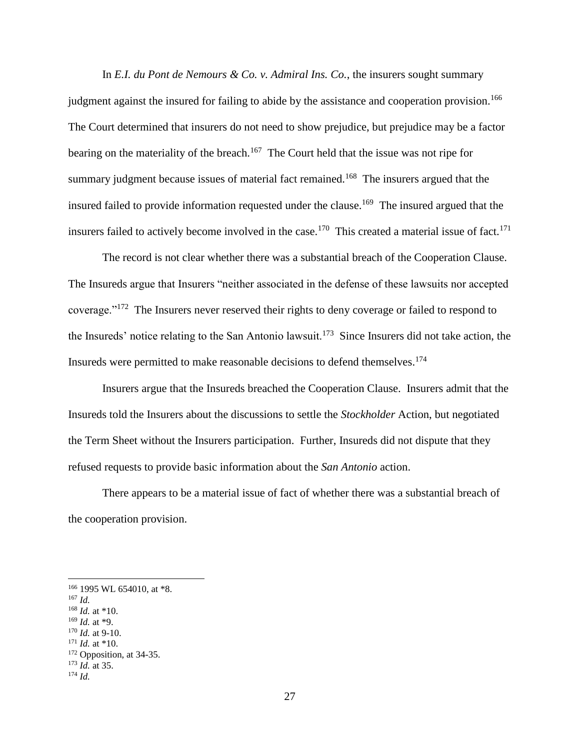In *E.I. du Pont de Nemours & Co. v. Admiral Ins. Co.*, the insurers sought summary judgment against the insured for failing to abide by the assistance and cooperation provision.[166] The Court determined that insurers do not need to show prejudice, but prejudice may be a factor bearing on the materiality of the breach.[167] The Court held that the issue was not ripe for summary judgment because issues of material fact remained.[168] The insurers argued that the insured failed to provide information requested under the clause.[169] The insured argued that the insurers failed to actively become involved in the case.[170] This created a material issue of fact.[171]

The record is not clear whether there was a substantial breach of the Cooperation Clause. The Insureds argue that Insurers "neither associated in the defense of these lawsuits nor accepted coverage."[172] The Insurers never reserved their rights to deny coverage or failed to respond to the Insureds' notice relating to the San Antonio lawsuit.[173] Since Insurers did not take action, the Insureds were permitted to make reasonable decisions to defend themselves.[174]

Insurers argue that the Insureds breached the Cooperation Clause. Insurers admit that the Insureds told the Insurers about the discussions to settle the *Stockholder* Action, but negotiated the Term Sheet without the Insurers participation. Further, Insureds did not dispute that they refused requests to provide basic information about the *San Antonio* action.

There appears to be a material issue of fact of whether there was a substantial breach of the cooperation provision.

---

[166] 1995 WL 654010, at *8.
[167] *Id.*
[168] *Id.* at *10.
[169] *Id.* at *9.
[170] *Id.* at 9-10.
[171] *Id.* at *10.
[172] Opposition, at 34-35.
[173] *Id.* at 35.
[174] *Id.*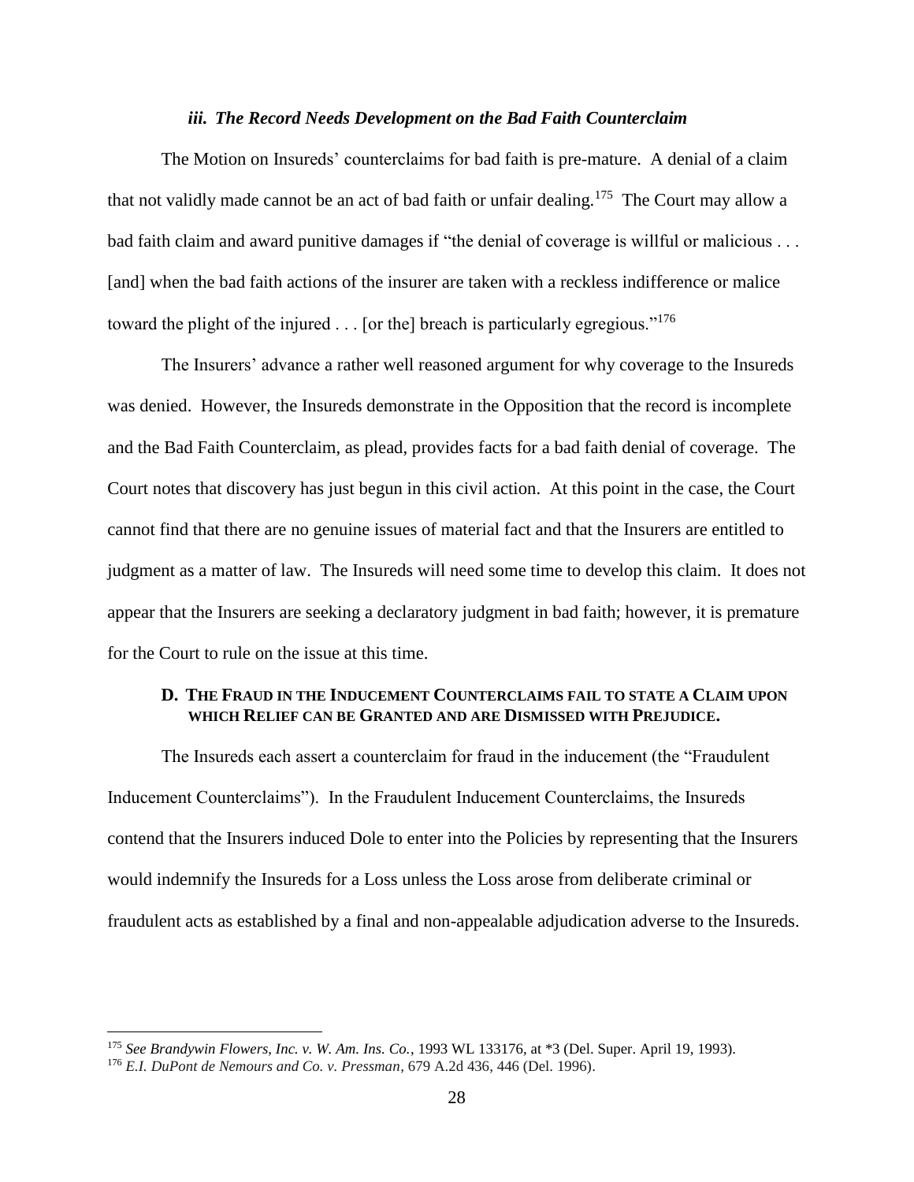### *iii. The Record Needs Development on the Bad Faith Counterclaim*

The Motion on Insureds' counterclaims for bad faith is pre-mature. A denial of a claim that not validly made cannot be an act of bad faith or unfair dealing.[175] The Court may allow a bad faith claim and award punitive damages if "the denial of coverage is willful or malicious . . . [and] when the bad faith actions of the insurer are taken with a reckless indifference or malice toward the plight of the injured . . . [or the] breach is particularly egregious."[176]

The Insurers' advance a rather well reasoned argument for why coverage to the Insureds was denied. However, the Insureds demonstrate in the Opposition that the record is incomplete and the Bad Faith Counterclaim, as plead, provides facts for a bad faith denial of coverage. The Court notes that discovery has just begun in this civil action. At this point in the case, the Court cannot find that there are no genuine issues of material fact and that the Insurers are entitled to judgment as a matter of law. The Insureds will need some time to develop this claim. It does not appear that the Insurers are seeking a declaratory judgment in bad faith; however, it is premature for the Court to rule on the issue at this time.

## **D. The Fraud in the Inducement Counterclaims fail to state a Claim upon which Relief can be Granted and are Dismissed with Prejudice.**

The Insureds each assert a counterclaim for fraud in the inducement (the "Fraudulent Inducement Counterclaims"). In the Fraudulent Inducement Counterclaims, the Insureds contend that the Insurers induced Dole to enter into the Policies by representing that the Insurers would indemnify the Insureds for a Loss unless the Loss arose from deliberate criminal or fraudulent acts as established by a final and non-appealable adjudication adverse to the Insureds.

---

[175] *See Brandywin Flowers, Inc. v. W. Am. Ins. Co.*, 1993 WL 133176, at *3 (Del. Super. April 19, 1993).

[176] *E.I. DuPont de Nemours and Co. v. Pressman*, 679 A.2d 436, 446 (Del. 1996).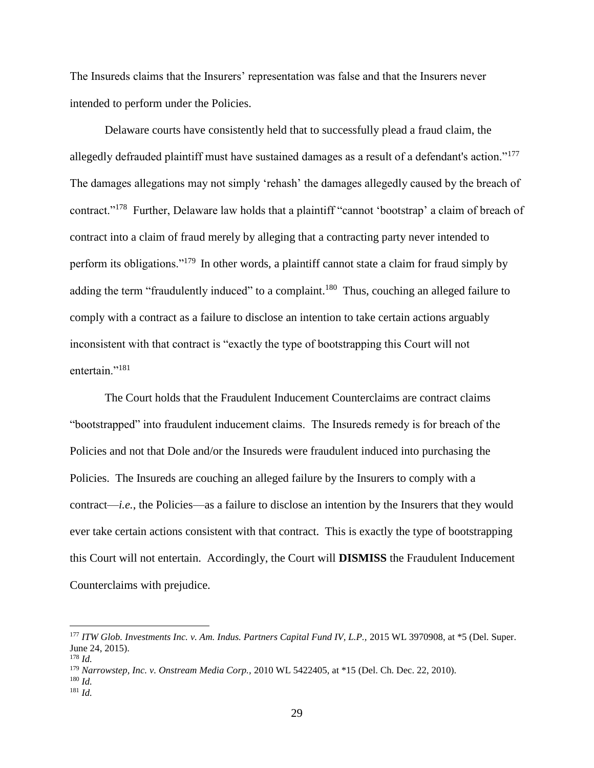The Insureds claims that the Insurers' representation was false and that the Insurers never intended to perform under the Policies.

Delaware courts have consistently held that to successfully plead a fraud claim, the allegedly defrauded plaintiff must have sustained damages as a result of a defendant's action."[177] The damages allegations may not simply 'rehash' the damages allegedly caused by the breach of contract."[178] Further, Delaware law holds that a plaintiff "cannot 'bootstrap' a claim of breach of contract into a claim of fraud merely by alleging that a contracting party never intended to perform its obligations."[179] In other words, a plaintiff cannot state a claim for fraud simply by adding the term "fraudulently induced" to a complaint.[180] Thus, couching an alleged failure to comply with a contract as a failure to disclose an intention to take certain actions arguably inconsistent with that contract is "exactly the type of bootstrapping this Court will not entertain."[181]

The Court holds that the Fraudulent Inducement Counterclaims are contract claims "bootstrapped" into fraudulent inducement claims. The Insureds remedy is for breach of the Policies and not that Dole and/or the Insureds were fraudulent induced into purchasing the Policies. The Insureds are couching an alleged failure by the Insurers to comply with a contract—*i.e.*, the Policies—as a failure to disclose an intention by the Insurers that they would ever take certain actions consistent with that contract. This is exactly the type of bootstrapping this Court will not entertain. Accordingly, the Court will **DISMISS** the Fraudulent Inducement Counterclaims with prejudice.

---

[177] *ITW Glob. Investments Inc. v. Am. Indus. Partners Capital Fund IV, L.P.*, 2015 WL 3970908, at *5 (Del. Super. June 24, 2015).
[178] *Id.*
[179] *Narrowstep, Inc. v. Onstream Media Corp.*, 2010 WL 5422405, at *15 (Del. Ch. Dec. 22, 2010).
[180] *Id.*
[181] *Id.*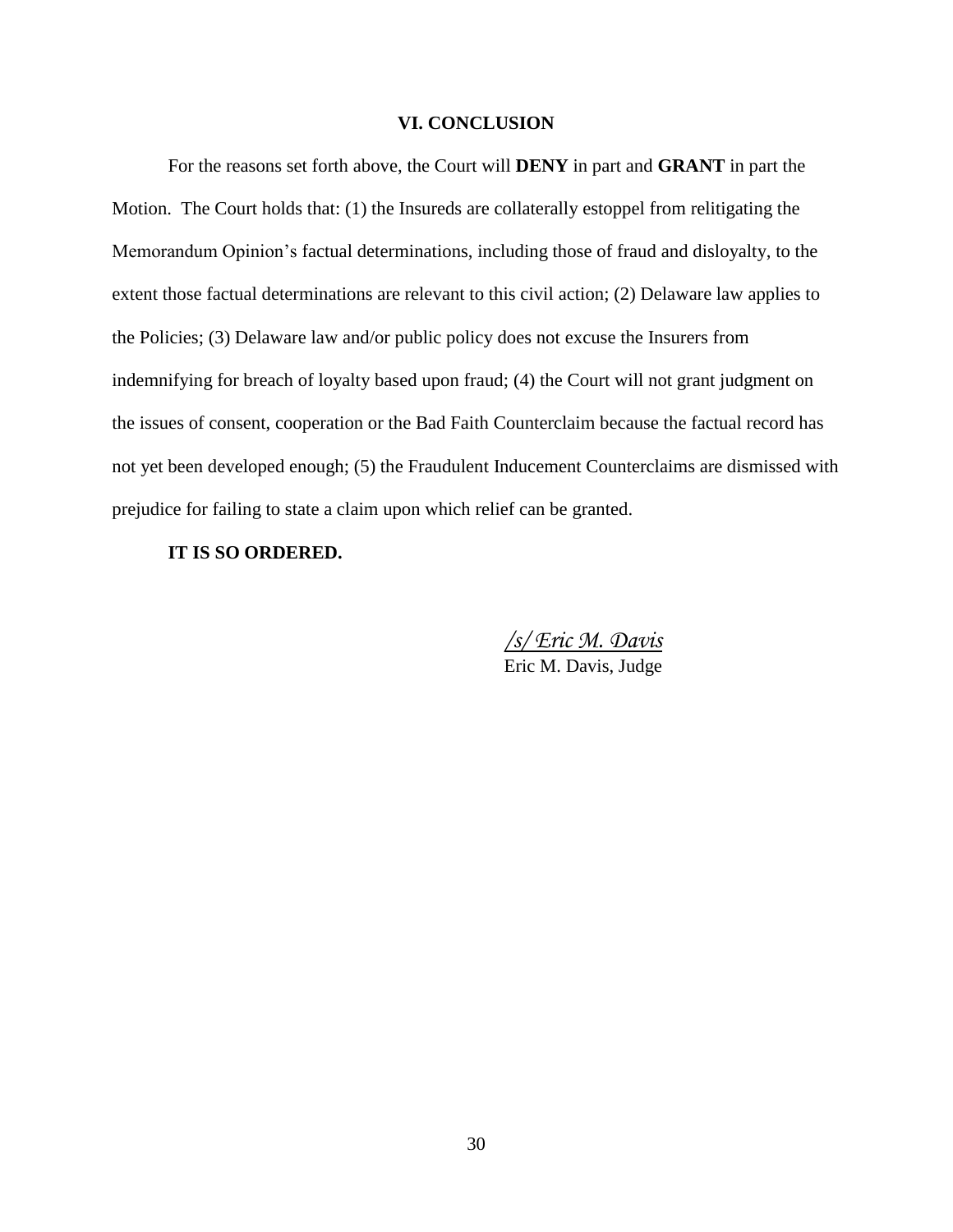## VI. CONCLUSION

For the reasons set forth above, the Court will **DENY** in part and **GRANT** in part the Motion. The Court holds that: (1) the Insureds are collaterally estoppel from relitigating the Memorandum Opinion's factual determinations, including those of fraud and disloyalty, to the extent those factual determinations are relevant to this civil action; (2) Delaware law applies to the Policies; (3) Delaware law and/or public policy does not excuse the Insurers from indemnifying for breach of loyalty based upon fraud; (4) the Court will not grant judgment on the issues of consent, cooperation or the Bad Faith Counterclaim because the factual record has not yet been developed enough; (5) the Fraudulent Inducement Counterclaims are dismissed with prejudice for failing to state a claim upon which relief can be granted.

**IT IS SO ORDERED.**

*/s/ Eric M. Davis*
Eric M. Davis, Judge